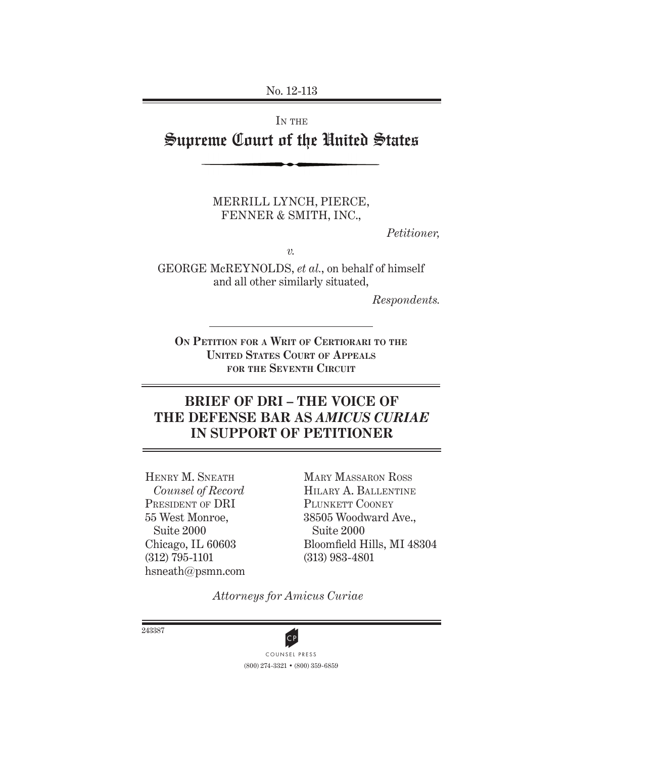No. 12-113

IN THE

# Supreme Court of the United States

MERRILL LYNCH, PIERCE, FENNER & SMITH, INC.,

*Petitioner,*

*v.*

GEORGE McREYNOLDS, *et al.*, on behalf of himself and all other similarly situated,

*Respondents.*

**ON PETITION FOR A WRIT OF CERTIORARI TO THE UNITED STATES COURT OF APPEALS FOR THE SEVENTH CIRCUIT**

## BRIEF OF DRI – THE VOICE OF THE DEFENSE BAR AS *AMICUS CURIAE* IN SUPPORT OF PETITIONER

HENRY M. SNEATH
*Counsel of Record*
PRESIDENT OF DRI
55 West Monroe,
Suite 2000
Chicago, IL 60603
(312) 795-1101
hsneath@psmn.com

MARY MASSARON ROSS
HILARY A. BALLENTINE
PLUNKETT COONEY
38505 Woodward Ave.,
Suite 2000
Bloomfield Hills, MI 48304
(313) 983-4801

*Attorneys for Amicus Curiae*

243387

COUNSEL PRESS
(800) 274-3321 • (800) 359-6859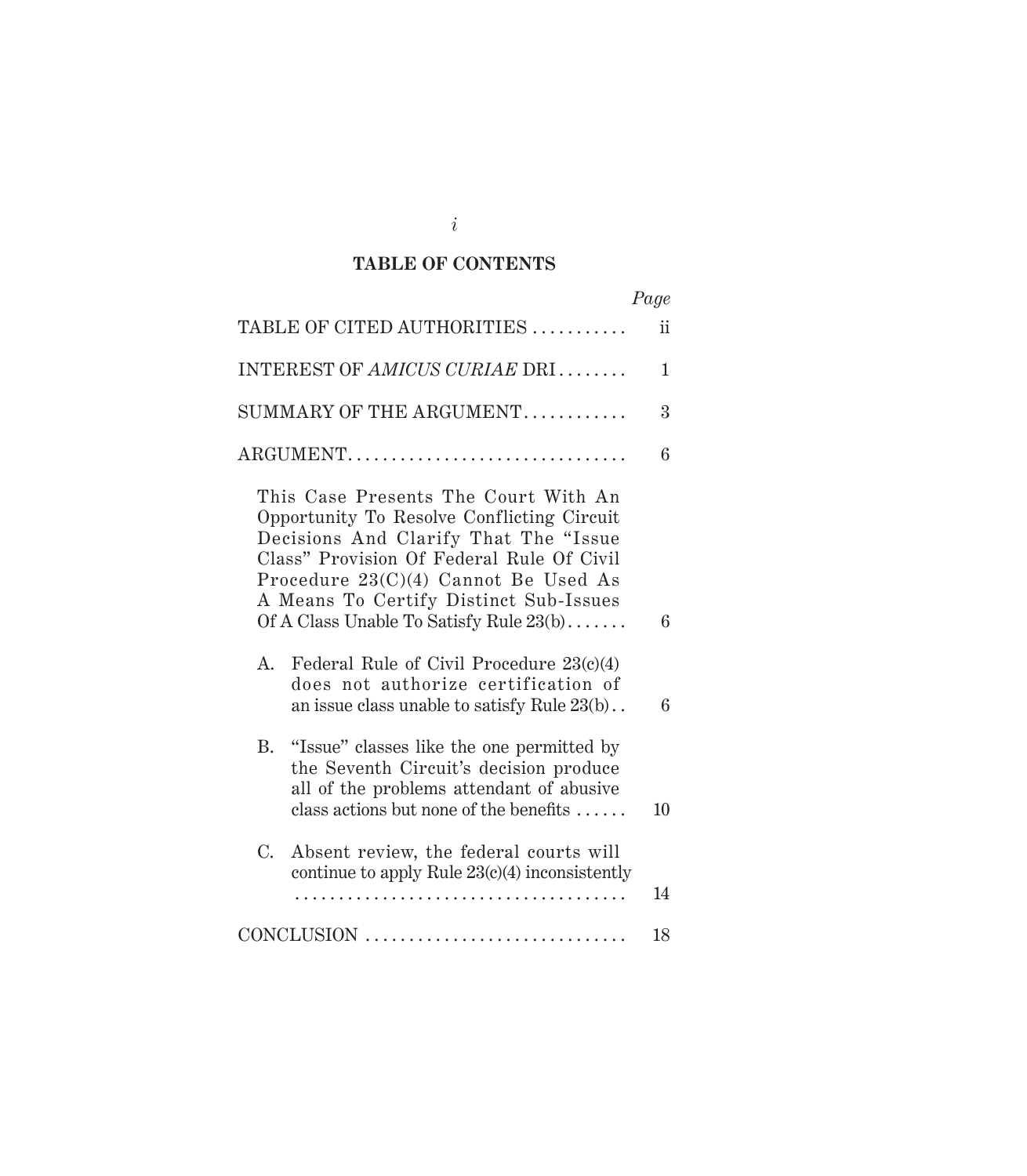## TABLE OF CONTENTS

| | Page |
|---|---|
| TABLE OF CITED AUTHORITIES | ii |
| INTEREST OF *AMICUS CURIAE* DRI | 1 |
| SUMMARY OF THE ARGUMENT | 3 |
| ARGUMENT | 6 |
| This Case Presents The Court With An Opportunity To Resolve Conflicting Circuit Decisions And Clarify That The "Issue Class" Provision Of Federal Rule Of Civil Procedure 23(C)(4) Cannot Be Used As A Means To Certify Distinct Sub-Issues Of A Class Unable To Satisfy Rule 23(b) | 6 |
| A. Federal Rule of Civil Procedure 23(c)(4) does not authorize certification of an issue class unable to satisfy Rule 23(b) | 6 |
| B. "Issue" classes like the one permitted by the Seventh Circuit's decision produce all of the problems attendant of abusive class actions but none of the benefits | 10 |
| C. Absent review, the federal courts will continue to apply Rule 23(c)(4) inconsistently | 14 |
| CONCLUSION | 18 |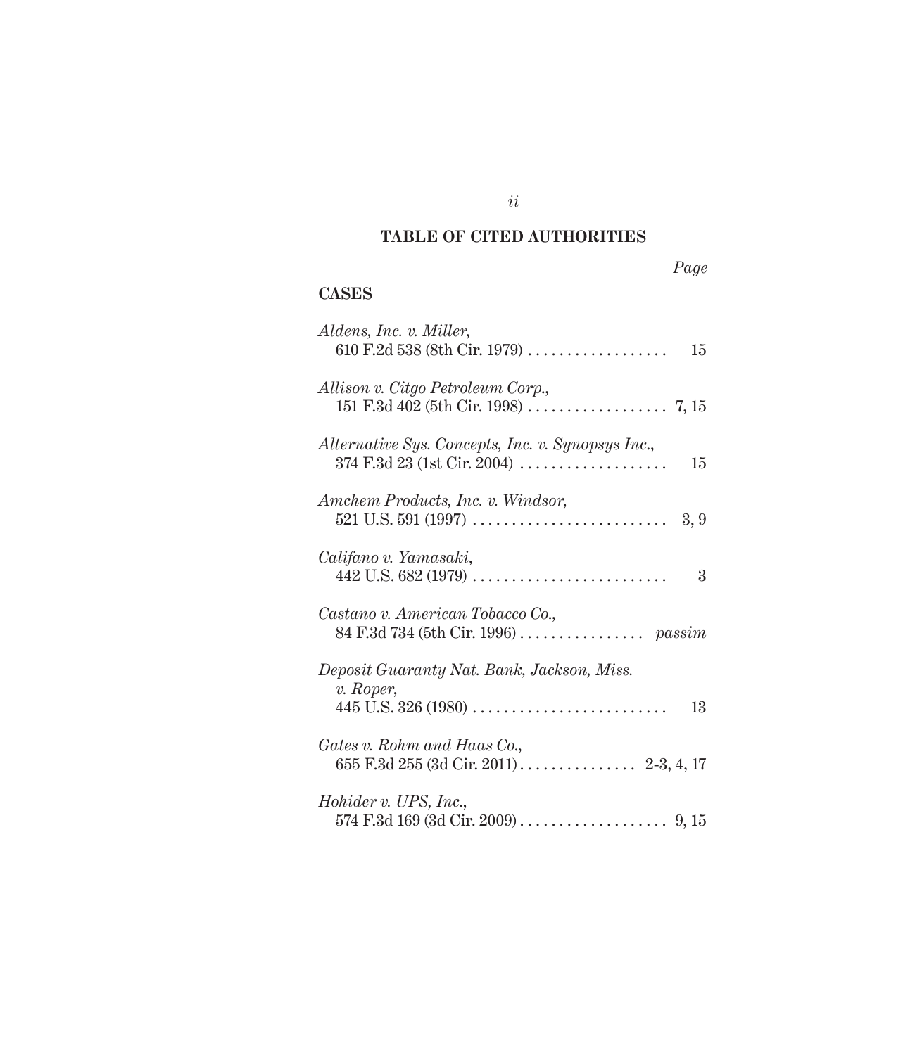# TABLE OF CITED AUTHORITIES

*Page*

## CASES

*Aldens, Inc. v. Miller*,
610 F.2d 538 (8th Cir. 1979) . . . . . . . . . . . . . . . . . . 15

*Allison v. Citgo Petroleum Corp.*,
151 F.3d 402 (5th Cir. 1998) . . . . . . . . . . . . . . . . . . 7, 15

*Alternative Sys. Concepts, Inc. v. Synopsys Inc.*,
374 F.3d 23 (1st Cir. 2004) . . . . . . . . . . . . . . . . . . . 15

*Amchem Products, Inc. v. Windsor*,
521 U.S. 591 (1997) . . . . . . . . . . . . . . . . . . . . . . . . . 3, 9

*Califano v. Yamasaki*,
442 U.S. 682 (1979) . . . . . . . . . . . . . . . . . . . . . . . . . 3

*Castano v. American Tobacco Co.*,
84 F.3d 734 (5th Cir. 1996) . . . . . . . . . . . . . . . . *passim*

*Deposit Guaranty Nat. Bank, Jackson, Miss. v. Roper*,
445 U.S. 326 (1980) . . . . . . . . . . . . . . . . . . . . . . . . . 13

*Gates v. Rohm and Haas Co.*,
655 F.3d 255 (3d Cir. 2011) . . . . . . . . . . . . . . . 2-3, 4, 17

*Hohider v. UPS, Inc.*,
574 F.3d 169 (3d Cir. 2009) . . . . . . . . . . . . . . . . . . . 9, 15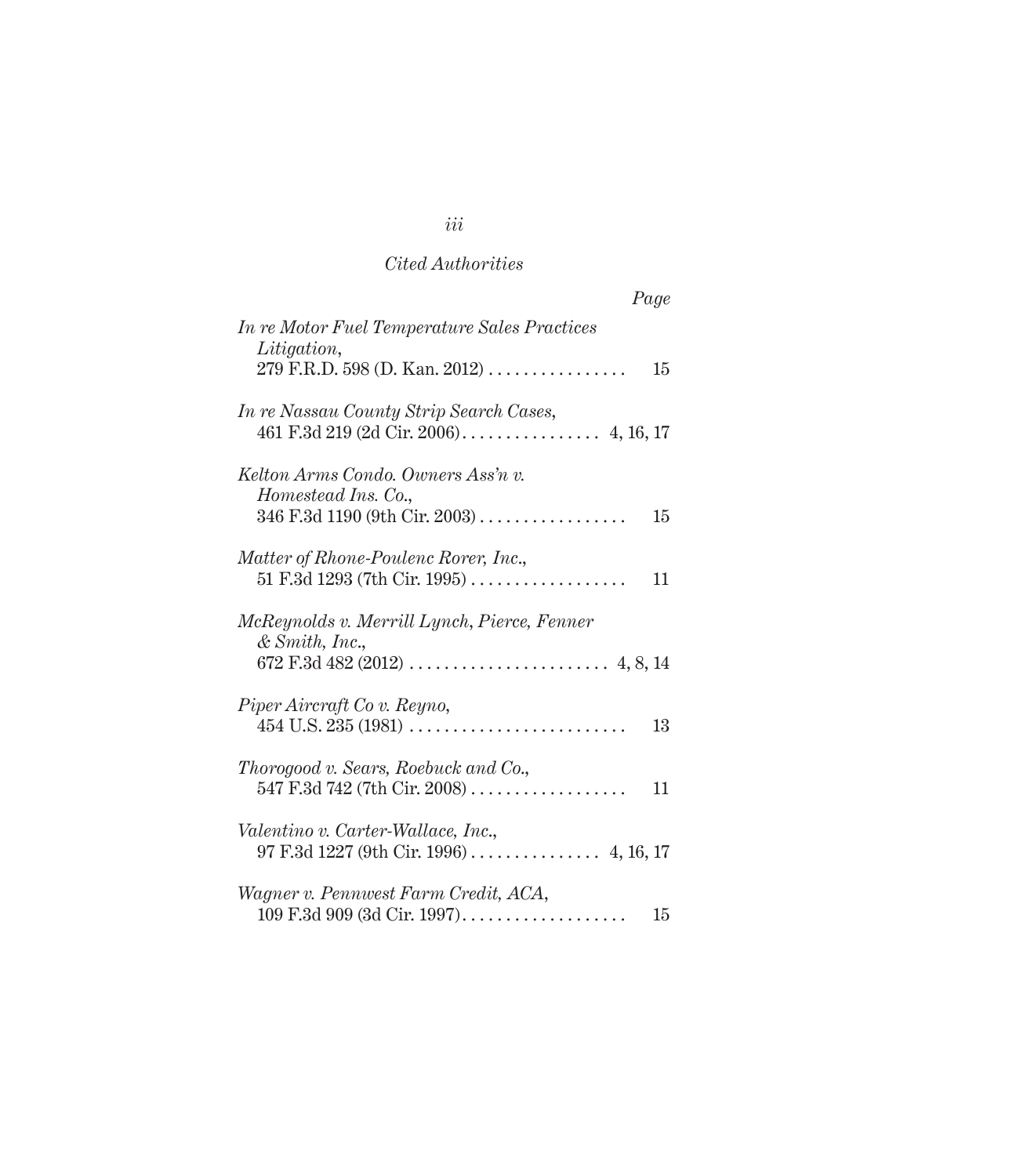*Cited Authorities*

*Page*

*In re Motor Fuel Temperature Sales Practices Litigation*,
279 F.R.D. 598 (D. Kan. 2012) . . . . . . . . . . . . . . . . 15

*In re Nassau County Strip Search Cases*,
461 F.3d 219 (2d Cir. 2006). . . . . . . . . . . . . . . . 4, 16, 17

*Kelton Arms Condo. Owners Ass'n v. Homestead Ins. Co.*,
346 F.3d 1190 (9th Cir. 2003) . . . . . . . . . . . . . . . . . 15

*Matter of Rhone-Poulenc Rorer, Inc.*,
51 F.3d 1293 (7th Cir. 1995) . . . . . . . . . . . . . . . . . . 11

*McReynolds v. Merrill Lynch, Pierce, Fenner & Smith, Inc.*,
672 F.3d 482 (2012) . . . . . . . . . . . . . . . . . . . . . . . 4, 8, 14

*Piper Aircraft Co v. Reyno*,
454 U.S. 235 (1981) . . . . . . . . . . . . . . . . . . . . . . . . . 13

*Thorogood v. Sears, Roebuck and Co.*,
547 F.3d 742 (7th Cir. 2008) . . . . . . . . . . . . . . . . . . 11

*Valentino v. Carter-Wallace, Inc.*,
97 F.3d 1227 (9th Cir. 1996) . . . . . . . . . . . . . . . 4, 16, 17

*Wagner v. Pennwest Farm Credit, ACA*,
109 F.3d 909 (3d Cir. 1997). . . . . . . . . . . . . . . . . . . 15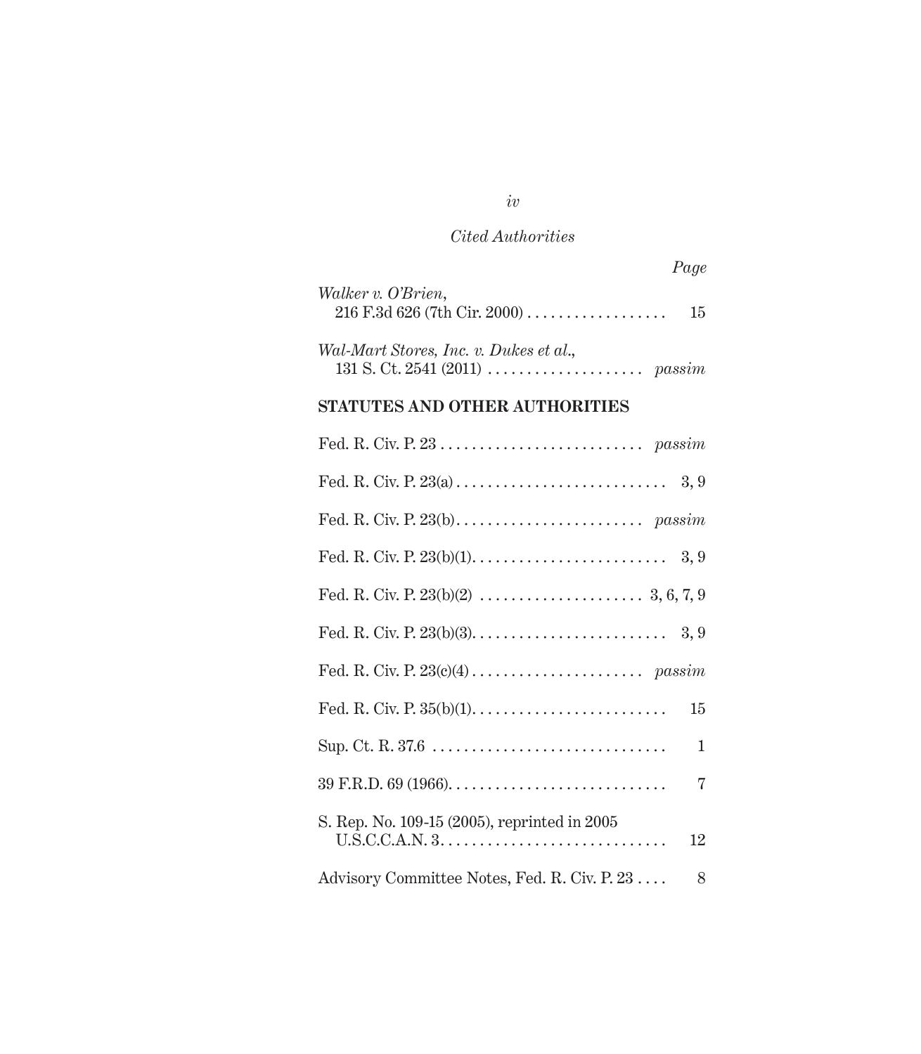*Cited Authorities*

*Page*

*Walker v. O'Brien*, 216 F.3d 626 (7th Cir. 2000) .................. 15

*Wal-Mart Stores, Inc. v. Dukes et al.*, 131 S. Ct. 2541 (2011) .................... *passim*

**STATUTES AND OTHER AUTHORITIES**

Fed. R. Civ. P. 23 .......................... *passim*

Fed. R. Civ. P. 23(a) ........................... 3, 9

Fed. R. Civ. P. 23(b) ........................ *passim*

Fed. R. Civ. P. 23(b)(1) .......................... 3, 9

Fed. R. Civ. P. 23(b)(2) ..................... 3, 6, 7, 9

Fed. R. Civ. P. 23(b)(3) .......................... 3, 9

Fed. R. Civ. P. 23(c)(4) ...................... *passim*

Fed. R. Civ. P. 35(b)(1) .......................... 15

Sup. Ct. R. 37.6 .............................. 1

39 F.R.D. 69 (1966) ............................ 7

S. Rep. No. 109-15 (2005), reprinted in 2005 U.S.C.C.A.N. 3 ............................ 12

Advisory Committee Notes, Fed. R. Civ. P. 23 .... 8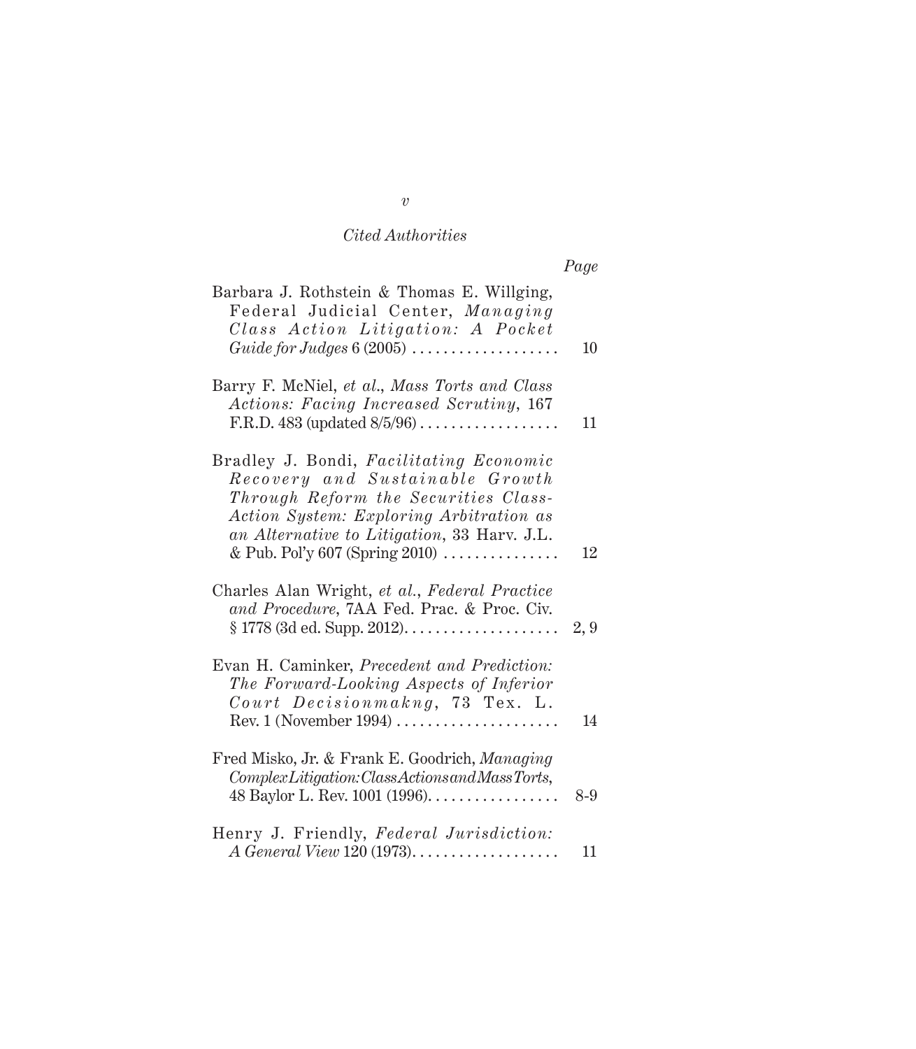*Cited Authorities*

| | *Page* |
|---|---|
| Barbara J. Rothstein & Thomas E. Willging, Federal Judicial Center, *Managing Class Action Litigation: A Pocket Guide for Judges* 6 (2005) | 10 |
| Barry F. McNiel, *et al.*, *Mass Torts and Class Actions: Facing Increased Scrutiny*, 167 F.R.D. 483 (updated 8/5/96) | 11 |
| Bradley J. Bondi, *Facilitating Economic Recovery and Sustainable Growth Through Reform the Securities Class-Action System: Exploring Arbitration as an Alternative to Litigation*, 33 Harv. J.L. & Pub. Pol'y 607 (Spring 2010) | 12 |
| Charles Alan Wright, *et al.*, *Federal Practice and Procedure*, 7AA Fed. Prac. & Proc. Civ. § 1778 (3d ed. Supp. 2012) | 2, 9 |
| Evan H. Caminker, *Precedent and Prediction: The Forward-Looking Aspects of Inferior Court Decisionmakng*, 73 Tex. L. Rev. 1 (November 1994) | 14 |
| Fred Misko, Jr. & Frank E. Goodrich, *Managing Complex Litigation: Class Actions and Mass Torts*, 48 Baylor L. Rev. 1001 (1996) | 8-9 |
| Henry J. Friendly, *Federal Jurisdiction: A General View* 120 (1973) | 11 |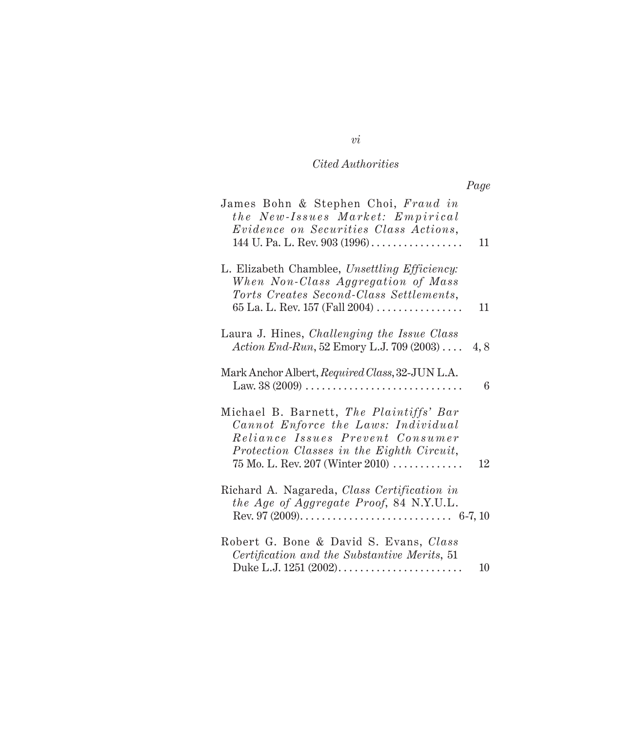*Cited Authorities*

| | Page |
|---|---|
| James Bohn & Stephen Choi, *Fraud in the New-Issues Market: Empirical Evidence on Securities Class Actions*, 144 U. Pa. L. Rev. 903 (1996) | 11 |
| L. Elizabeth Chamblee, *Unsettling Efficiency: When Non-Class Aggregation of Mass Torts Creates Second-Class Settlements*, 65 La. L. Rev. 157 (Fall 2004) | 11 |
| Laura J. Hines, *Challenging the Issue Class Action End-Run*, 52 Emory L.J. 709 (2003) | 4, 8 |
| Mark Anchor Albert, *Required Class*, 32-JUN L.A. Law. 38 (2009) | 6 |
| Michael B. Barnett, *The Plaintiffs' Bar Cannot Enforce the Laws: Individual Reliance Issues Prevent Consumer Protection Classes in the Eighth Circuit*, 75 Mo. L. Rev. 207 (Winter 2010) | 12 |
| Richard A. Nagareda, *Class Certification in the Age of Aggregate Proof*, 84 N.Y.U.L. Rev. 97 (2009) | 6-7, 10 |
| Robert G. Bone & David S. Evans, *Class Certification and the Substantive Merits*, 51 Duke L.J. 1251 (2002) | 10 |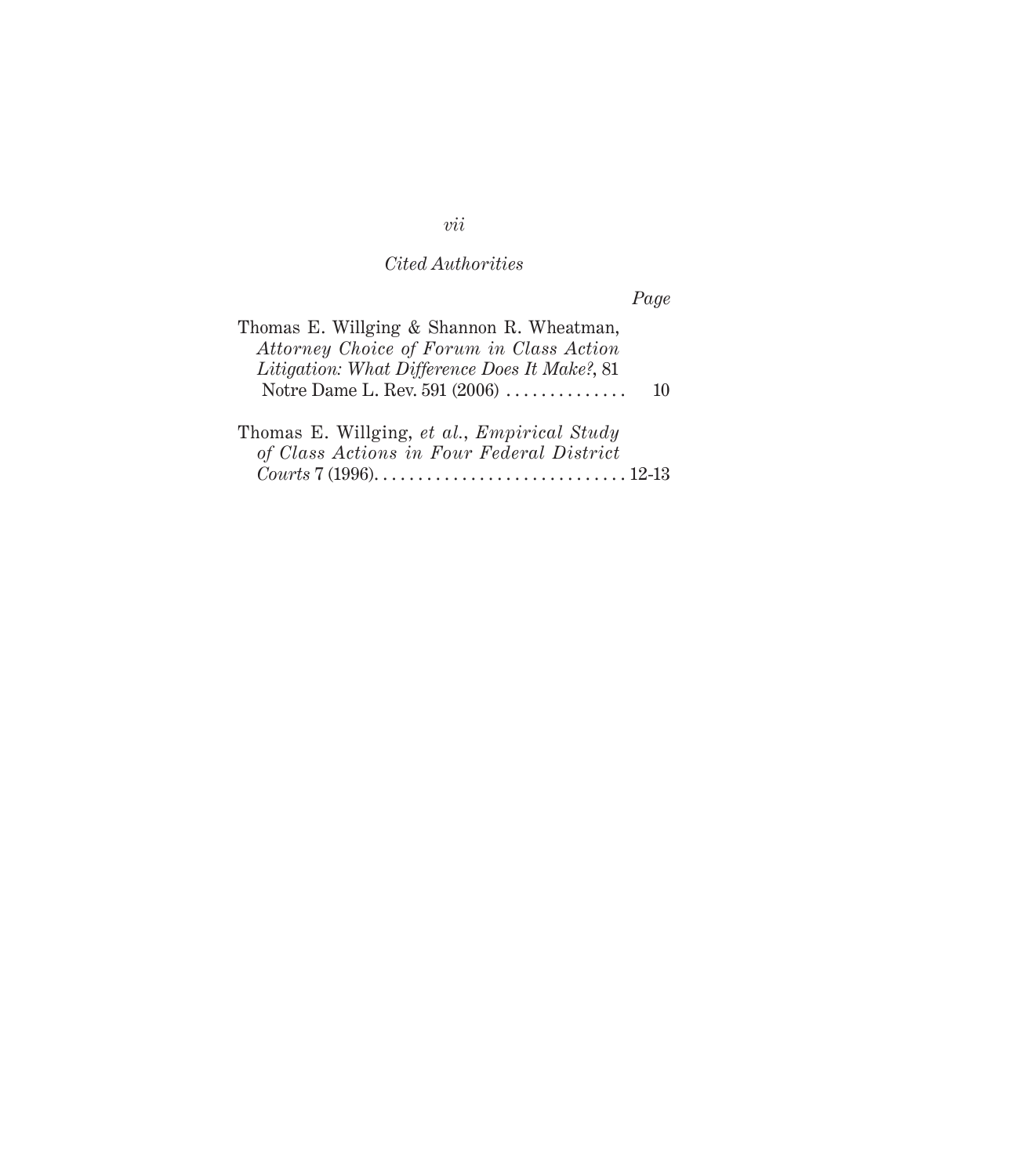*Cited Authorities*

*Page*

Thomas E. Willging & Shannon R. Wheatman, *Attorney Choice of Forum in Class Action Litigation: What Difference Does It Make?*, 81 Notre Dame L. Rev. 591 (2006) .............. 10

Thomas E. Willging, *et al.*, *Empirical Study of Class Actions in Four Federal District Courts* 7 (1996)............................ 12-13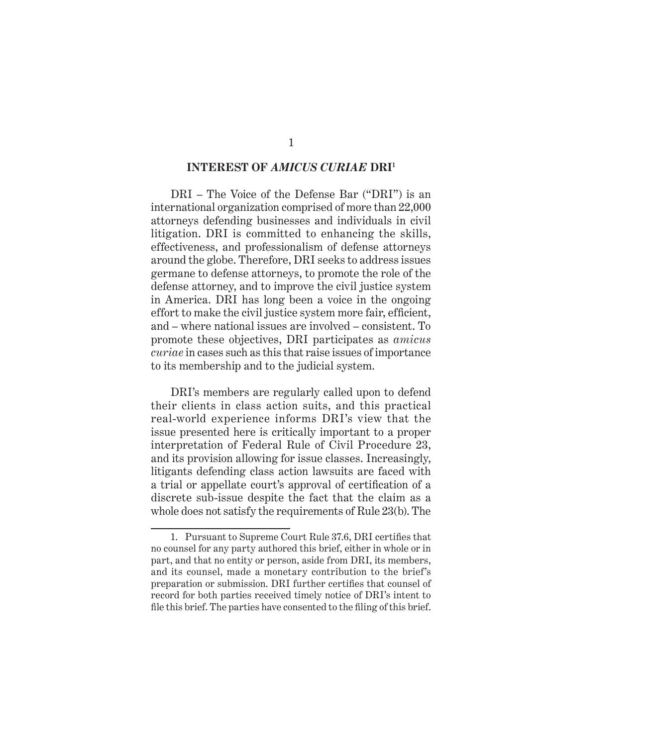## INTEREST OF *AMICUS CURIAE* DRI[1]

DRI – The Voice of the Defense Bar ("DRI") is an international organization comprised of more than 22,000 attorneys defending businesses and individuals in civil litigation. DRI is committed to enhancing the skills, effectiveness, and professionalism of defense attorneys around the globe. Therefore, DRI seeks to address issues germane to defense attorneys, to promote the role of the defense attorney, and to improve the civil justice system in America. DRI has long been a voice in the ongoing effort to make the civil justice system more fair, efficient, and – where national issues are involved – consistent. To promote these objectives, DRI participates as *amicus curiae* in cases such as this that raise issues of importance to its membership and to the judicial system.

DRI's members are regularly called upon to defend their clients in class action suits, and this practical real-world experience informs DRI's view that the issue presented here is critically important to a proper interpretation of Federal Rule of Civil Procedure 23, and its provision allowing for issue classes. Increasingly, litigants defending class action lawsuits are faced with a trial or appellate court's approval of certification of a discrete sub-issue despite the fact that the claim as a whole does not satisfy the requirements of Rule 23(b). The

---

1. Pursuant to Supreme Court Rule 37.6, DRI certifies that no counsel for any party authored this brief, either in whole or in part, and that no entity or person, aside from DRI, its members, and its counsel, made a monetary contribution to the brief's preparation or submission. DRI further certifies that counsel of record for both parties received timely notice of DRI's intent to file this brief. The parties have consented to the filing of this brief.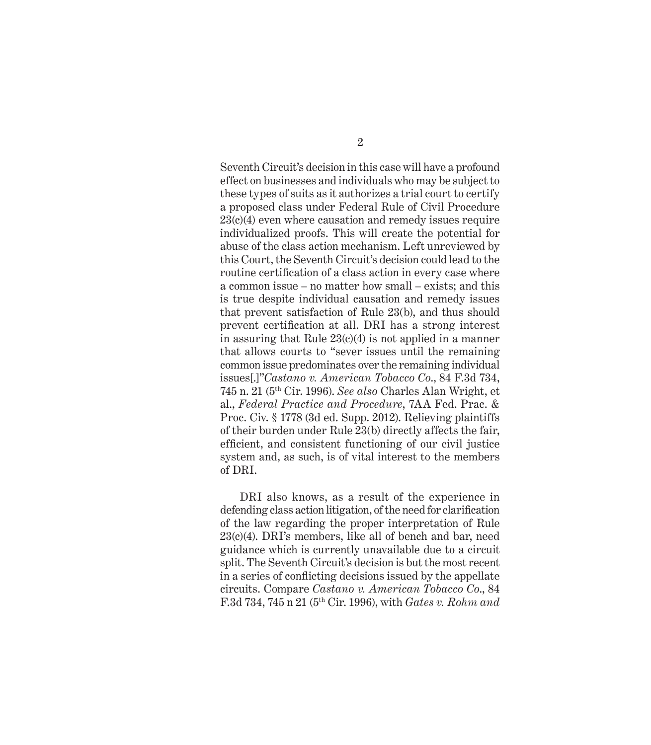Seventh Circuit's decision in this case will have a profound effect on businesses and individuals who may be subject to these types of suits as it authorizes a trial court to certify a proposed class under Federal Rule of Civil Procedure 23(c)(4) even where causation and remedy issues require individualized proofs. This will create the potential for abuse of the class action mechanism. Left unreviewed by this Court, the Seventh Circuit's decision could lead to the routine certification of a class action in every case where a common issue – no matter how small – exists; and this is true despite individual causation and remedy issues that prevent satisfaction of Rule 23(b), and thus should prevent certification at all. DRI has a strong interest in assuring that Rule 23(c)(4) is not applied in a manner that allows courts to "sever issues until the remaining common issue predominates over the remaining individual issues[.]"*Castano v. American Tobacco Co.*, 84 F.3d 734, 745 n. 21 (5th Cir. 1996). *See also* Charles Alan Wright, et al., *Federal Practice and Procedure*, 7AA Fed. Prac. & Proc. Civ. § 1778 (3d ed. Supp. 2012). Relieving plaintiffs of their burden under Rule 23(b) directly affects the fair, efficient, and consistent functioning of our civil justice system and, as such, is of vital interest to the members of DRI.

DRI also knows, as a result of the experience in defending class action litigation, of the need for clarification of the law regarding the proper interpretation of Rule 23(c)(4). DRI's members, like all of bench and bar, need guidance which is currently unavailable due to a circuit split. The Seventh Circuit's decision is but the most recent in a series of conflicting decisions issued by the appellate circuits. Compare *Castano v. American Tobacco Co.*, 84 F.3d 734, 745 n 21 (5th Cir. 1996), with *Gates v. Rohm and*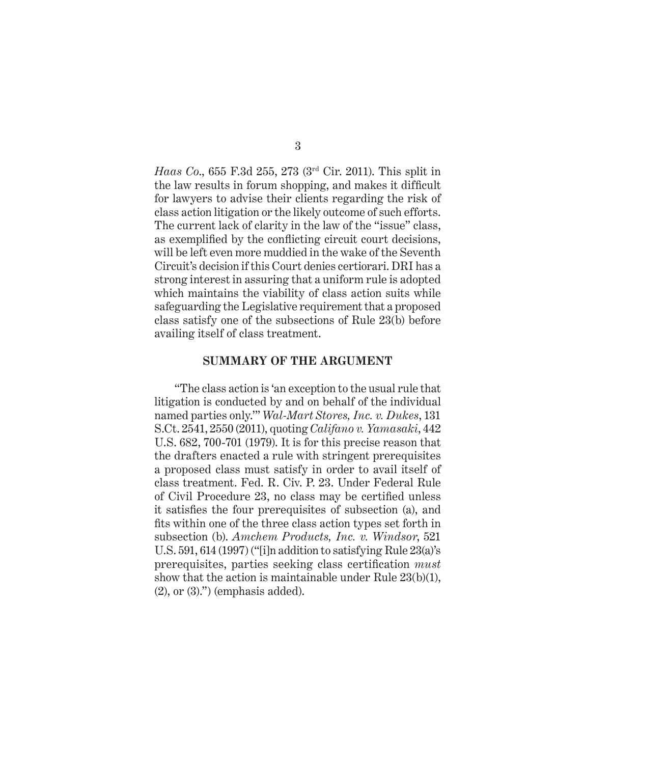*Haas Co.*, 655 F.3d 255, 273 (3[rd] Cir. 2011). This split in the law results in forum shopping, and makes it difficult for lawyers to advise their clients regarding the risk of class action litigation or the likely outcome of such efforts. The current lack of clarity in the law of the "issue" class, as exemplified by the conflicting circuit court decisions, will be left even more muddied in the wake of the Seventh Circuit's decision if this Court denies certiorari. DRI has a strong interest in assuring that a uniform rule is adopted which maintains the viability of class action suits while safeguarding the Legislative requirement that a proposed class satisfy one of the subsections of Rule 23(b) before availing itself of class treatment.

## SUMMARY OF THE ARGUMENT

"The class action is 'an exception to the usual rule that litigation is conducted by and on behalf of the individual named parties only.'" *Wal-Mart Stores, Inc. v. Dukes*, 131 S.Ct. 2541, 2550 (2011), quoting *Califano v. Yamasaki*, 442 U.S. 682, 700-701 (1979). It is for this precise reason that the drafters enacted a rule with stringent prerequisites a proposed class must satisfy in order to avail itself of class treatment. Fed. R. Civ. P. 23. Under Federal Rule of Civil Procedure 23, no class may be certified unless it satisfies the four prerequisites of subsection (a), and fits within one of the three class action types set forth in subsection (b). *Amchem Products, Inc. v. Windsor*, 521 U.S. 591, 614 (1997) ("[i]n addition to satisfying Rule 23(a)'s prerequisites, parties seeking class certification *must* show that the action is maintainable under Rule 23(b)(1), (2), or (3).") (emphasis added).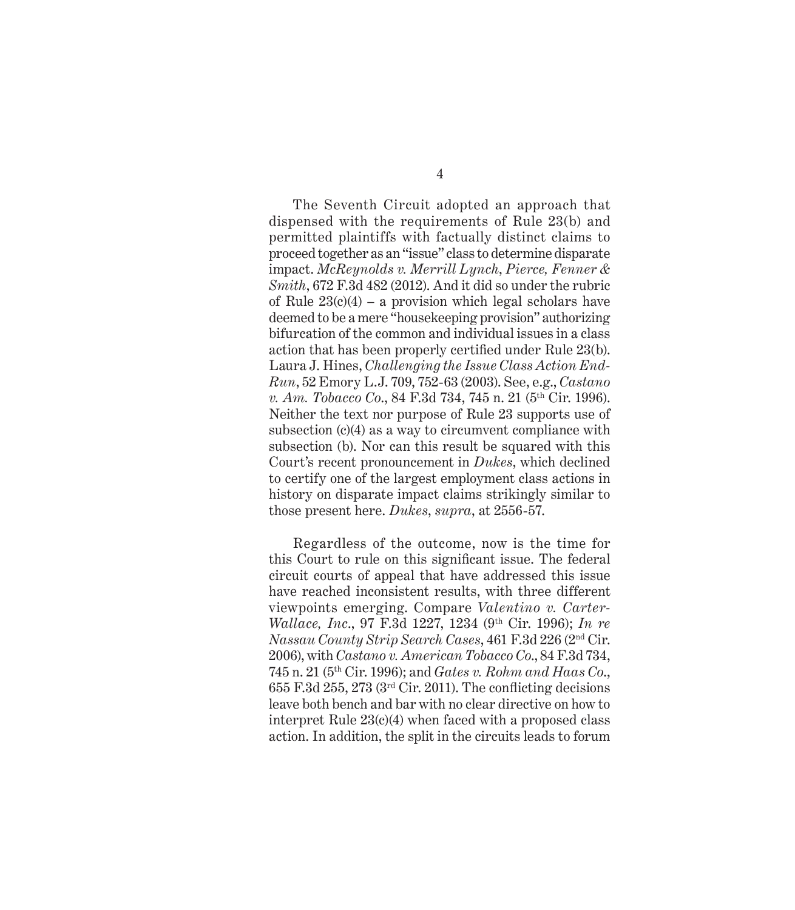The Seventh Circuit adopted an approach that dispensed with the requirements of Rule 23(b) and permitted plaintiffs with factually distinct claims to proceed together as an "issue" class to determine disparate impact. *McReynolds v. Merrill Lynch, Pierce, Fenner & Smith*, 672 F.3d 482 (2012). And it did so under the rubric of Rule 23(c)(4) – a provision which legal scholars have deemed to be a mere "housekeeping provision" authorizing bifurcation of the common and individual issues in a class action that has been properly certified under Rule 23(b). Laura J. Hines, *Challenging the Issue Class Action End-Run*, 52 Emory L.J. 709, 752-63 (2003). See, e.g., *Castano v. Am. Tobacco Co.*, 84 F.3d 734, 745 n. 21 (5th Cir. 1996). Neither the text nor purpose of Rule 23 supports use of subsection (c)(4) as a way to circumvent compliance with subsection (b). Nor can this result be squared with this Court's recent pronouncement in *Dukes*, which declined to certify one of the largest employment class actions in history on disparate impact claims strikingly similar to those present here. *Dukes*, *supra*, at 2556-57.

Regardless of the outcome, now is the time for this Court to rule on this significant issue. The federal circuit courts of appeal that have addressed this issue have reached inconsistent results, with three different viewpoints emerging. Compare *Valentino v. Carter-Wallace, Inc.*, 97 F.3d 1227, 1234 (9th Cir. 1996); *In re Nassau County Strip Search Cases*, 461 F.3d 226 (2nd Cir. 2006), with *Castano v. American Tobacco Co.*, 84 F.3d 734, 745 n. 21 (5th Cir. 1996); and *Gates v. Rohm and Haas Co.*, 655 F.3d 255, 273 (3rd Cir. 2011). The conflicting decisions leave both bench and bar with no clear directive on how to interpret Rule 23(c)(4) when faced with a proposed class action. In addition, the split in the circuits leads to forum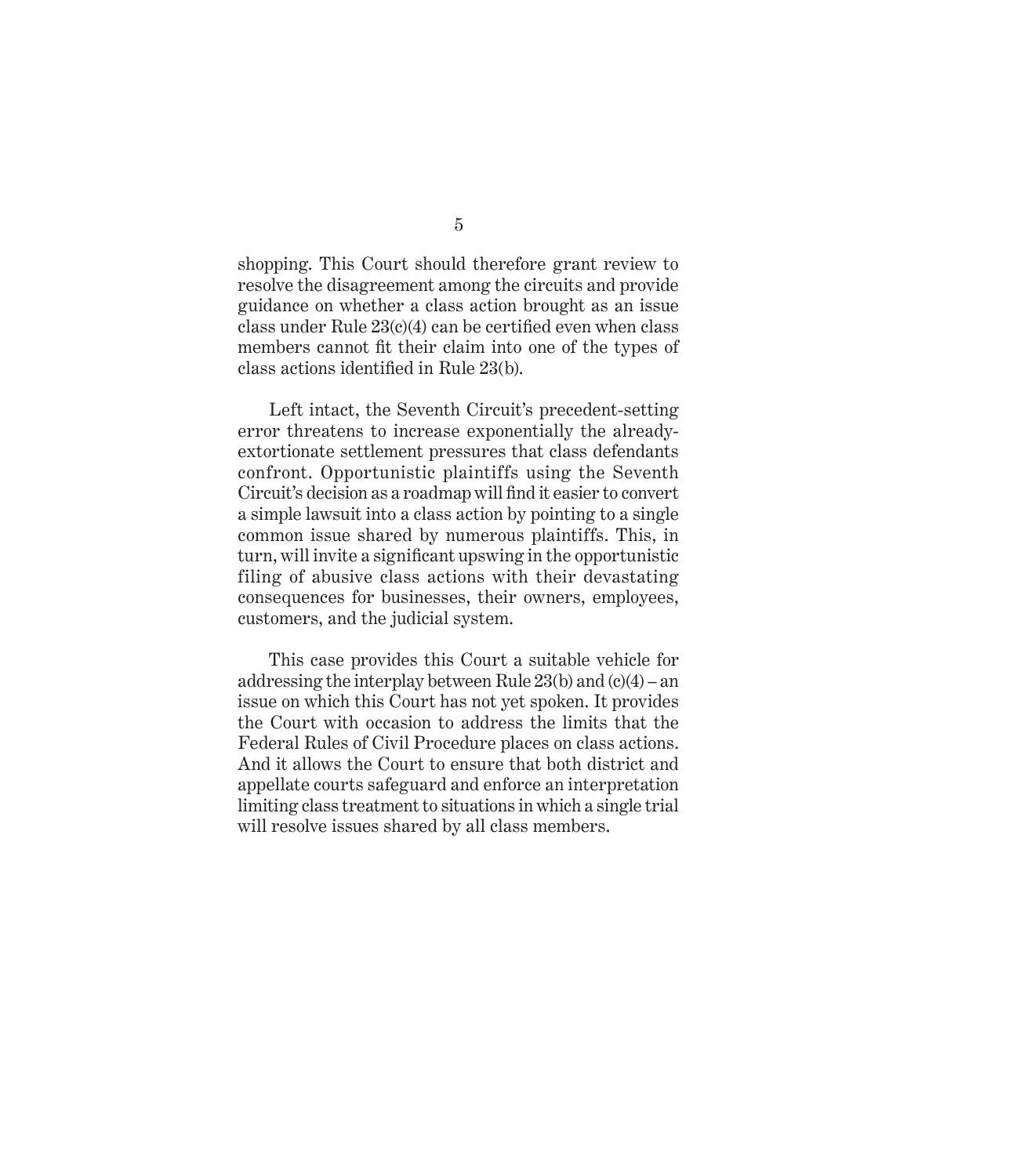shopping. This Court should therefore grant review to resolve the disagreement among the circuits and provide guidance on whether a class action brought as an issue class under Rule 23(c)(4) can be certified even when class members cannot fit their claim into one of the types of class actions identified in Rule 23(b).

Left intact, the Seventh Circuit's precedent-setting error threatens to increase exponentially the already-extortionate settlement pressures that class defendants confront. Opportunistic plaintiffs using the Seventh Circuit's decision as a roadmap will find it easier to convert a simple lawsuit into a class action by pointing to a single common issue shared by numerous plaintiffs. This, in turn, will invite a significant upswing in the opportunistic filing of abusive class actions with their devastating consequences for businesses, their owners, employees, customers, and the judicial system.

This case provides this Court a suitable vehicle for addressing the interplay between Rule 23(b) and (c)(4) – an issue on which this Court has not yet spoken. It provides the Court with occasion to address the limits that the Federal Rules of Civil Procedure places on class actions. And it allows the Court to ensure that both district and appellate courts safeguard and enforce an interpretation limiting class treatment to situations in which a single trial will resolve issues shared by all class members.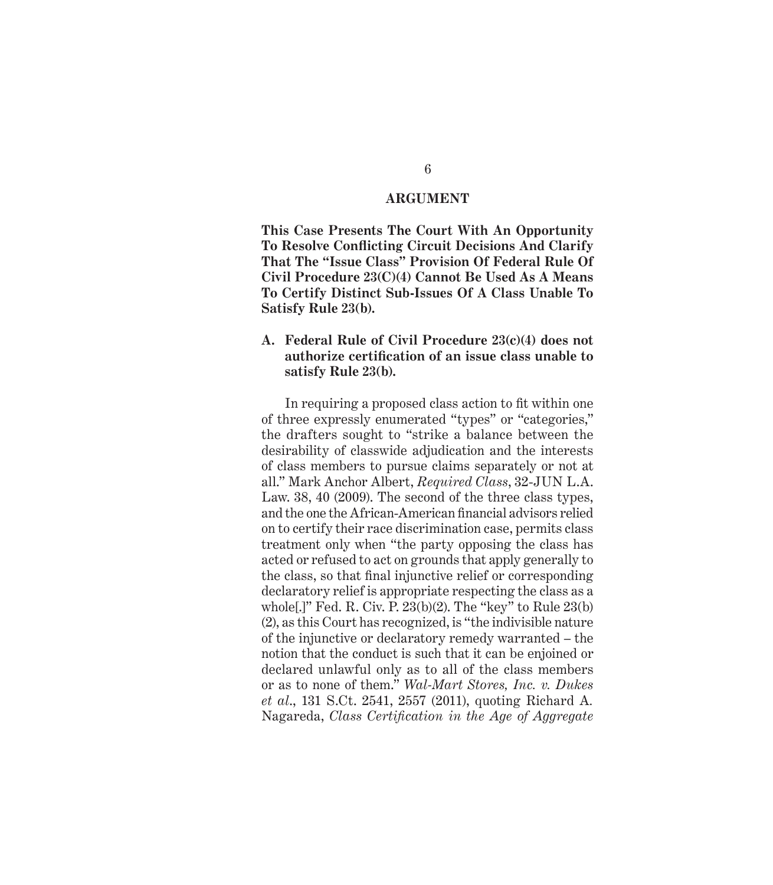## ARGUMENT

**This Case Presents The Court With An Opportunity To Resolve Conflicting Circuit Decisions And Clarify That The "Issue Class" Provision Of Federal Rule Of Civil Procedure 23(C)(4) Cannot Be Used As A Means To Certify Distinct Sub-Issues Of A Class Unable To Satisfy Rule 23(b).**

### A. Federal Rule of Civil Procedure 23(c)(4) does not authorize certification of an issue class unable to satisfy Rule 23(b).

In requiring a proposed class action to fit within one of three expressly enumerated "types" or "categories," the drafters sought to "strike a balance between the desirability of classwide adjudication and the interests of class members to pursue claims separately or not at all." Mark Anchor Albert, *Required Class*, 32-JUN L.A. Law. 38, 40 (2009). The second of the three class types, and the one the African-American financial advisors relied on to certify their race discrimination case, permits class treatment only when "the party opposing the class has acted or refused to act on grounds that apply generally to the class, so that final injunctive relief or corresponding declaratory relief is appropriate respecting the class as a whole[.]" Fed. R. Civ. P. 23(b)(2). The "key" to Rule 23(b)(2), as this Court has recognized, is "the indivisible nature of the injunctive or declaratory remedy warranted – the notion that the conduct is such that it can be enjoined or declared unlawful only as to all of the class members or as to none of them." *Wal-Mart Stores, Inc. v. Dukes et al.*, 131 S.Ct. 2541, 2557 (2011), quoting Richard A. Nagareda, *Class Certification in the Age of Aggregate*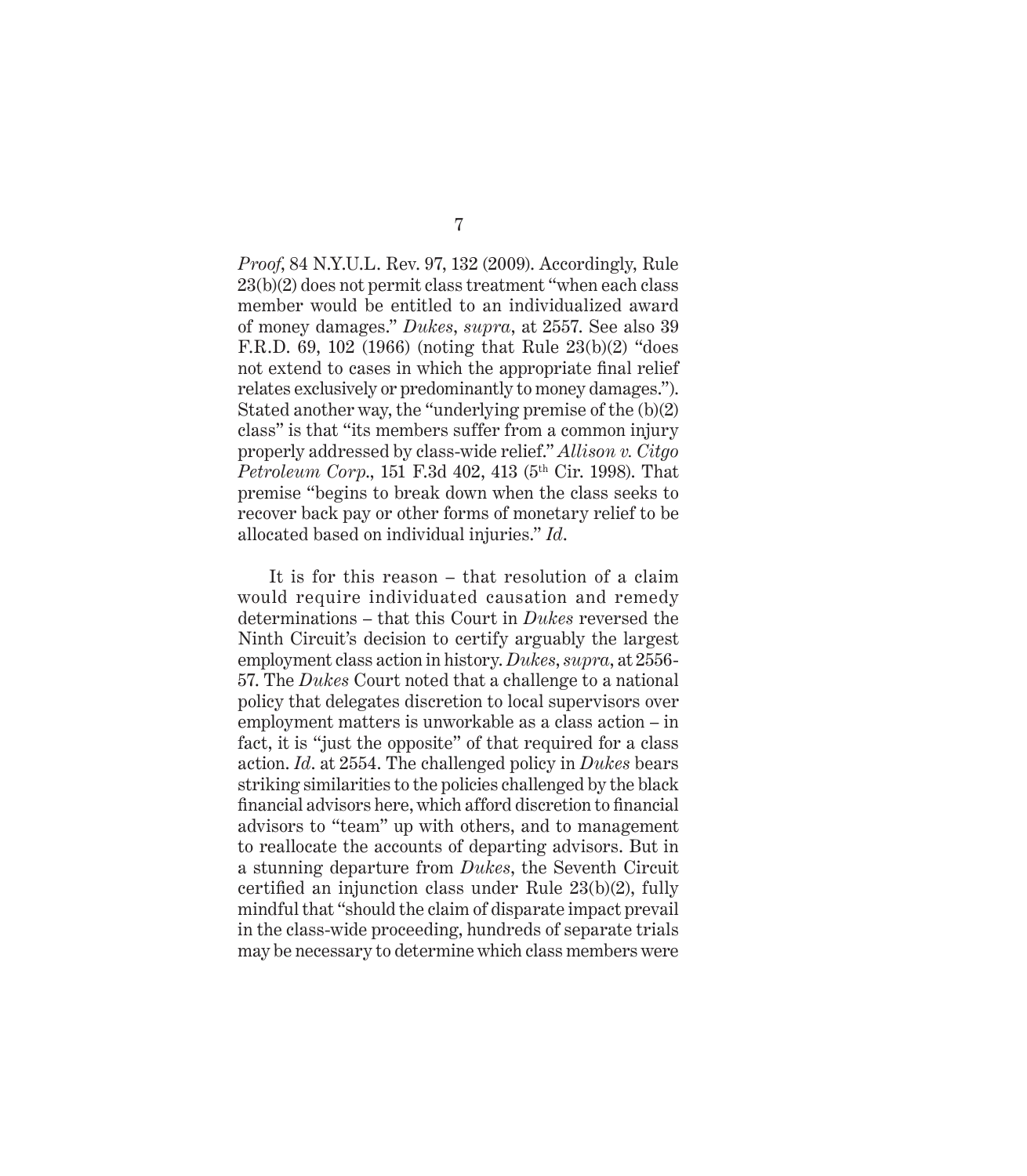*Proof*, 84 N.Y.U.L. Rev. 97, 132 (2009). Accordingly, Rule 23(b)(2) does not permit class treatment "when each class member would be entitled to an individualized award of money damages." *Dukes*, *supra*, at 2557. See also 39 F.R.D. 69, 102 (1966) (noting that Rule 23(b)(2) "does not extend to cases in which the appropriate final relief relates exclusively or predominantly to money damages."). Stated another way, the "underlying premise of the (b)(2) class" is that "its members suffer from a common injury properly addressed by class-wide relief." *Allison v. Citgo Petroleum Corp.*, 151 F.3d 402, 413 (5th Cir. 1998). That premise "begins to break down when the class seeks to recover back pay or other forms of monetary relief to be allocated based on individual injuries." *Id*.

It is for this reason – that resolution of a claim would require individuated causation and remedy determinations – that this Court in *Dukes* reversed the Ninth Circuit's decision to certify arguably the largest employment class action in history. *Dukes*, *supra*, at 2556-57. The *Dukes* Court noted that a challenge to a national policy that delegates discretion to local supervisors over employment matters is unworkable as a class action – in fact, it is "just the opposite" of that required for a class action. *Id*. at 2554. The challenged policy in *Dukes* bears striking similarities to the policies challenged by the black financial advisors here, which afford discretion to financial advisors to "team" up with others, and to management to reallocate the accounts of departing advisors. But in a stunning departure from *Dukes*, the Seventh Circuit certified an injunction class under Rule 23(b)(2), fully mindful that "should the claim of disparate impact prevail in the class-wide proceeding, hundreds of separate trials may be necessary to determine which class members were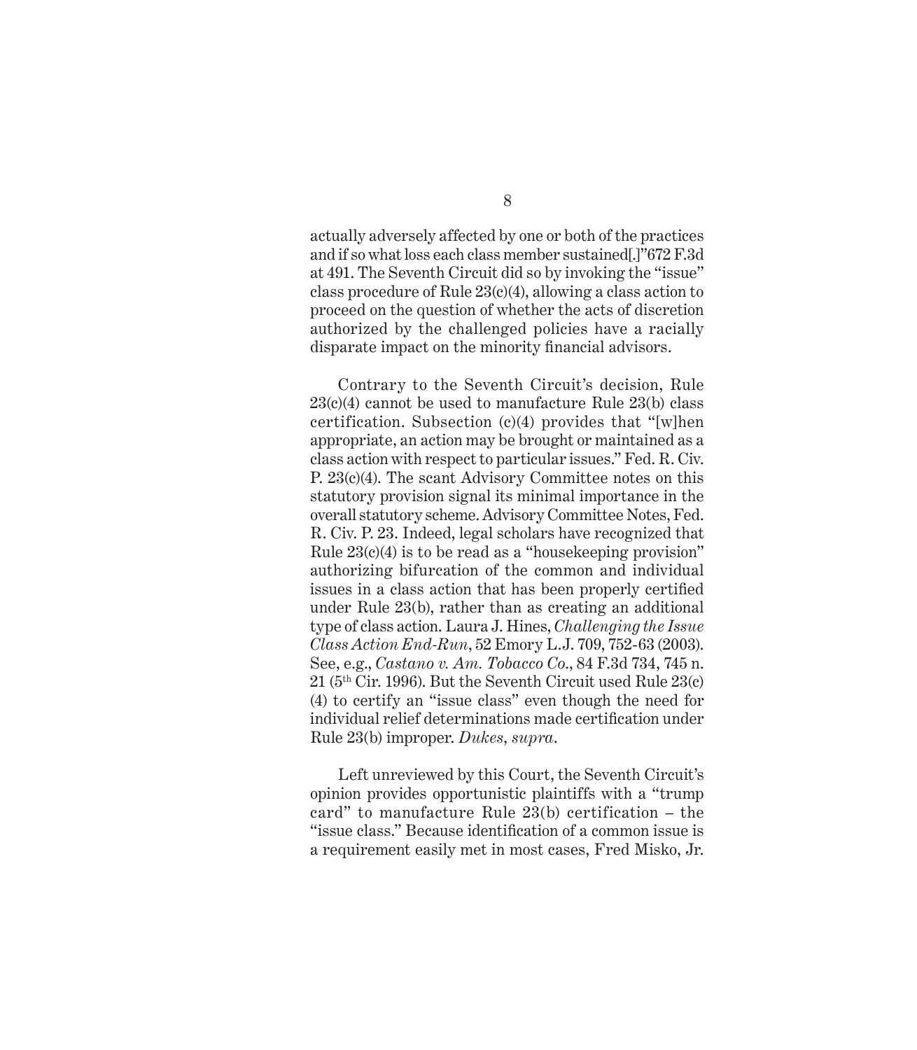actually adversely affected by one or both of the practices and if so what loss each class member sustained[.]"672 F.3d at 491. The Seventh Circuit did so by invoking the "issue" class procedure of Rule 23(c)(4), allowing a class action to proceed on the question of whether the acts of discretion authorized by the challenged policies have a racially disparate impact on the minority financial advisors.

Contrary to the Seventh Circuit's decision, Rule 23(c)(4) cannot be used to manufacture Rule 23(b) class certification. Subsection (c)(4) provides that "[w]hen appropriate, an action may be brought or maintained as a class action with respect to particular issues." Fed. R. Civ. P. 23(c)(4). The scant Advisory Committee notes on this statutory provision signal its minimal importance in the overall statutory scheme. Advisory Committee Notes, Fed. R. Civ. P. 23. Indeed, legal scholars have recognized that Rule 23(c)(4) is to be read as a "housekeeping provision" authorizing bifurcation of the common and individual issues in a class action that has been properly certified under Rule 23(b), rather than as creating an additional type of class action. Laura J. Hines, *Challenging the Issue Class Action End-Run*, 52 Emory L.J. 709, 752-63 (2003). See, e.g., *Castano v. Am. Tobacco Co.*, 84 F.3d 734, 745 n. 21 (5th Cir. 1996). But the Seventh Circuit used Rule 23(c)(4) to certify an "issue class" even though the need for individual relief determinations made certification under Rule 23(b) improper. *Dukes*, *supra*.

Left unreviewed by this Court, the Seventh Circuit's opinion provides opportunistic plaintiffs with a "trump card" to manufacture Rule 23(b) certification – the "issue class." Because identification of a common issue is a requirement easily met in most cases, Fred Misko, Jr.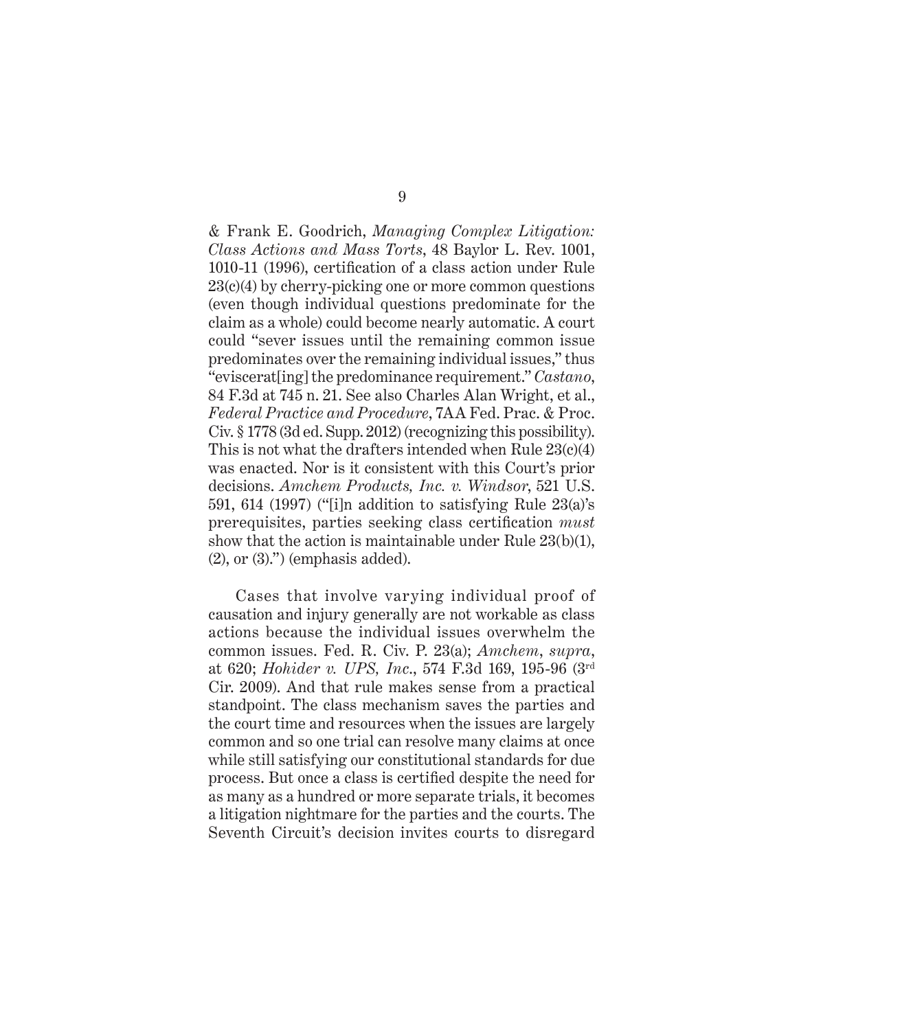& Frank E. Goodrich, *Managing Complex Litigation: Class Actions and Mass Torts*, 48 Baylor L. Rev. 1001, 1010-11 (1996), certification of a class action under Rule 23(c)(4) by cherry-picking one or more common questions (even though individual questions predominate for the claim as a whole) could become nearly automatic. A court could "sever issues until the remaining common issue predominates over the remaining individual issues," thus "eviscerat[ing] the predominance requirement." *Castano*, 84 F.3d at 745 n. 21. See also Charles Alan Wright, et al., *Federal Practice and Procedure*, 7AA Fed. Prac. & Proc. Civ. § 1778 (3d ed. Supp. 2012) (recognizing this possibility). This is not what the drafters intended when Rule 23(c)(4) was enacted. Nor is it consistent with this Court's prior decisions. *Amchem Products, Inc. v. Windsor*, 521 U.S. 591, 614 (1997) ("[i]n addition to satisfying Rule 23(a)'s prerequisites, parties seeking class certification *must* show that the action is maintainable under Rule 23(b)(1), (2), or (3).") (emphasis added).

Cases that involve varying individual proof of causation and injury generally are not workable as class actions because the individual issues overwhelm the common issues. Fed. R. Civ. P. 23(a); *Amchem*, *supra*, at 620; *Hohider v. UPS, Inc.*, 574 F.3d 169, 195-96 (3rd Cir. 2009). And that rule makes sense from a practical standpoint. The class mechanism saves the parties and the court time and resources when the issues are largely common and so one trial can resolve many claims at once while still satisfying our constitutional standards for due process. But once a class is certified despite the need for as many as a hundred or more separate trials, it becomes a litigation nightmare for the parties and the courts. The Seventh Circuit's decision invites courts to disregard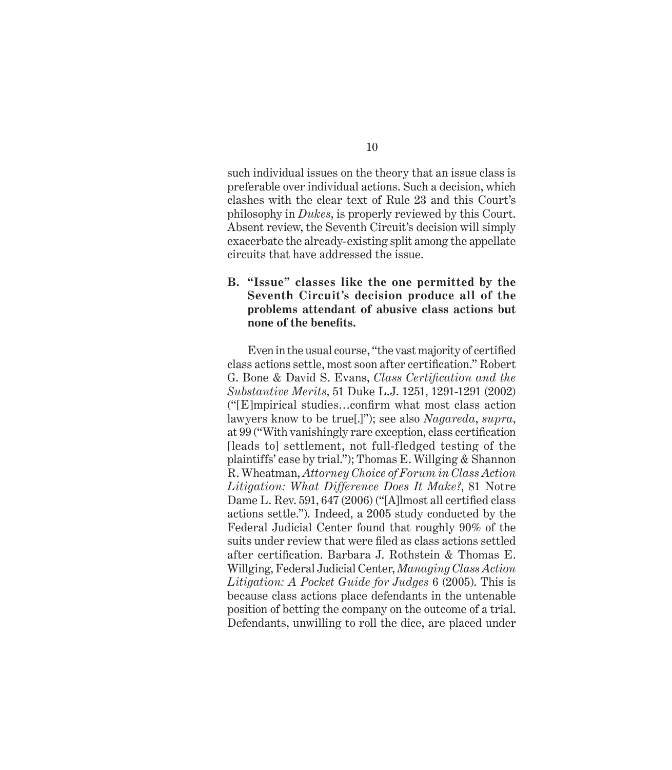such individual issues on the theory that an issue class is preferable over individual actions. Such a decision, which clashes with the clear text of Rule 23 and this Court's philosophy in *Dukes*, is properly reviewed by this Court. Absent review, the Seventh Circuit's decision will simply exacerbate the already-existing split among the appellate circuits that have addressed the issue.

### B. "Issue" classes like the one permitted by the Seventh Circuit's decision produce all of the problems attendant of abusive class actions but none of the benefits.

Even in the usual course, "the vast majority of certified class actions settle, most soon after certification." Robert G. Bone & David S. Evans, *Class Certification and the Substantive Merits*, 51 Duke L.J. 1251, 1291-1291 (2002) ("[E]mpirical studies…confirm what most class action lawyers know to be true[.]"); see also *Nagareda*, *supra*, at 99 ("With vanishingly rare exception, class certification [leads to] settlement, not full-fledged testing of the plaintiffs' case by trial."); Thomas E. Willging & Shannon R. Wheatman, *Attorney Choice of Forum in Class Action Litigation: What Difference Does It Make?*, 81 Notre Dame L. Rev. 591, 647 (2006) ("[A]lmost all certified class actions settle."). Indeed, a 2005 study conducted by the Federal Judicial Center found that roughly 90% of the suits under review that were filed as class actions settled after certification. Barbara J. Rothstein & Thomas E. Willging, Federal Judicial Center, *Managing Class Action Litigation: A Pocket Guide for Judges* 6 (2005). This is because class actions place defendants in the untenable position of betting the company on the outcome of a trial. Defendants, unwilling to roll the dice, are placed under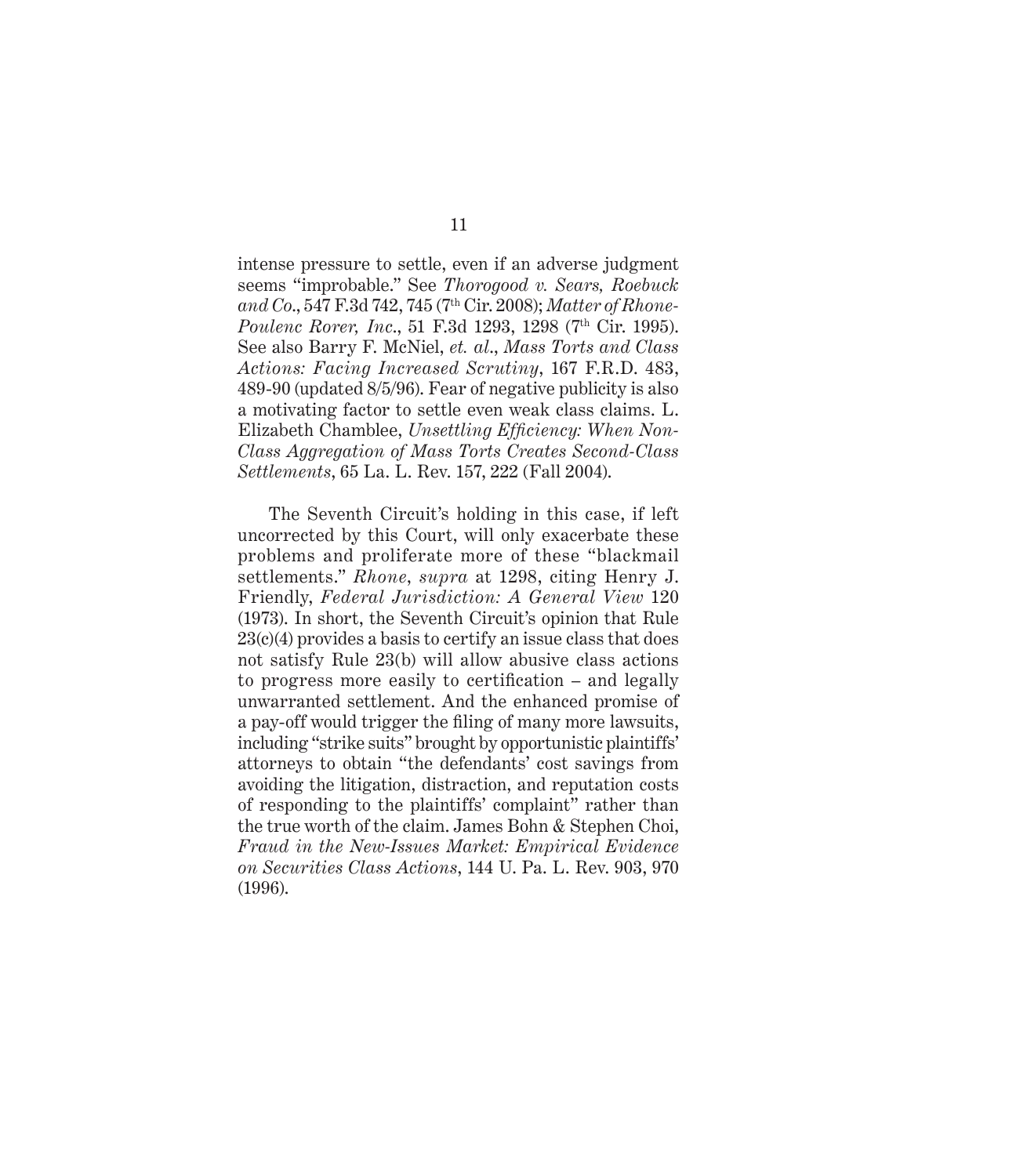intense pressure to settle, even if an adverse judgment seems "improbable." See *Thorogood v. Sears, Roebuck and Co.*, 547 F.3d 742, 745 (7th Cir. 2008); *Matter of Rhone-Poulenc Rorer, Inc.*, 51 F.3d 1293, 1298 (7th Cir. 1995). See also Barry F. McNiel, *et. al.*, *Mass Torts and Class Actions: Facing Increased Scrutiny*, 167 F.R.D. 483, 489-90 (updated 8/5/96). Fear of negative publicity is also a motivating factor to settle even weak class claims. L. Elizabeth Chamblee, *Unsettling Efficiency: When Non-Class Aggregation of Mass Torts Creates Second-Class Settlements*, 65 La. L. Rev. 157, 222 (Fall 2004).

The Seventh Circuit's holding in this case, if left uncorrected by this Court, will only exacerbate these problems and proliferate more of these "blackmail settlements." *Rhone*, *supra* at 1298, citing Henry J. Friendly, *Federal Jurisdiction: A General View* 120 (1973). In short, the Seventh Circuit's opinion that Rule 23(c)(4) provides a basis to certify an issue class that does not satisfy Rule 23(b) will allow abusive class actions to progress more easily to certification – and legally unwarranted settlement. And the enhanced promise of a pay-off would trigger the filing of many more lawsuits, including "strike suits" brought by opportunistic plaintiffs' attorneys to obtain "the defendants' cost savings from avoiding the litigation, distraction, and reputation costs of responding to the plaintiffs' complaint" rather than the true worth of the claim. James Bohn & Stephen Choi, *Fraud in the New-Issues Market: Empirical Evidence on Securities Class Actions*, 144 U. Pa. L. Rev. 903, 970 (1996).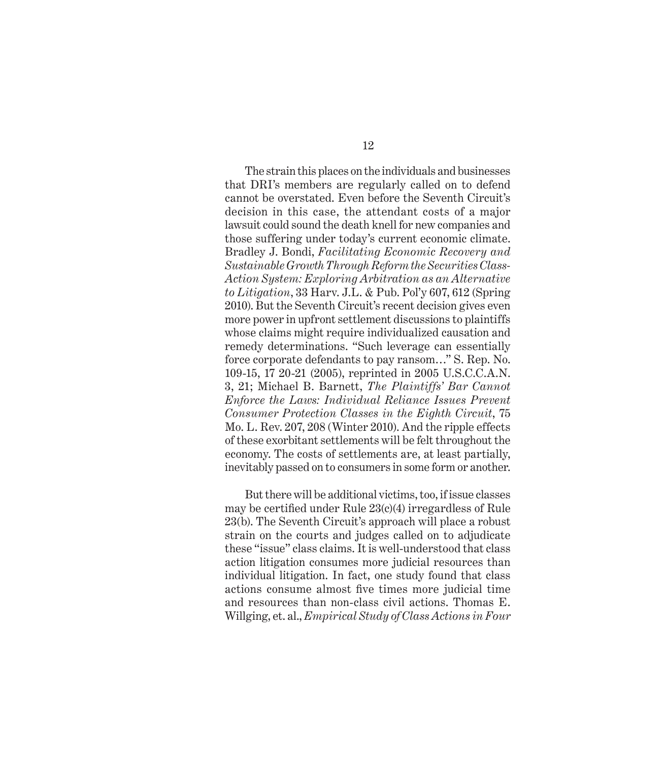The strain this places on the individuals and businesses that DRI's members are regularly called on to defend cannot be overstated. Even before the Seventh Circuit's decision in this case, the attendant costs of a major lawsuit could sound the death knell for new companies and those suffering under today's current economic climate. Bradley J. Bondi, *Facilitating Economic Recovery and Sustainable Growth Through Reform the Securities Class-Action System: Exploring Arbitration as an Alternative to Litigation*, 33 Harv. J.L. & Pub. Pol'y 607, 612 (Spring 2010). But the Seventh Circuit's recent decision gives even more power in upfront settlement discussions to plaintiffs whose claims might require individualized causation and remedy determinations. "Such leverage can essentially force corporate defendants to pay ransom…" S. Rep. No. 109-15, 17 20-21 (2005), reprinted in 2005 U.S.C.C.A.N. 3, 21; Michael B. Barnett, *The Plaintiffs' Bar Cannot Enforce the Laws: Individual Reliance Issues Prevent Consumer Protection Classes in the Eighth Circuit*, 75 Mo. L. Rev. 207, 208 (Winter 2010). And the ripple effects of these exorbitant settlements will be felt throughout the economy. The costs of settlements are, at least partially, inevitably passed on to consumers in some form or another.

But there will be additional victims, too, if issue classes may be certified under Rule 23(c)(4) irregardless of Rule 23(b). The Seventh Circuit's approach will place a robust strain on the courts and judges called on to adjudicate these "issue" class claims. It is well-understood that class action litigation consumes more judicial resources than individual litigation. In fact, one study found that class actions consume almost five times more judicial time and resources than non-class civil actions. Thomas E. Willging, et. al., *Empirical Study of Class Actions in Four*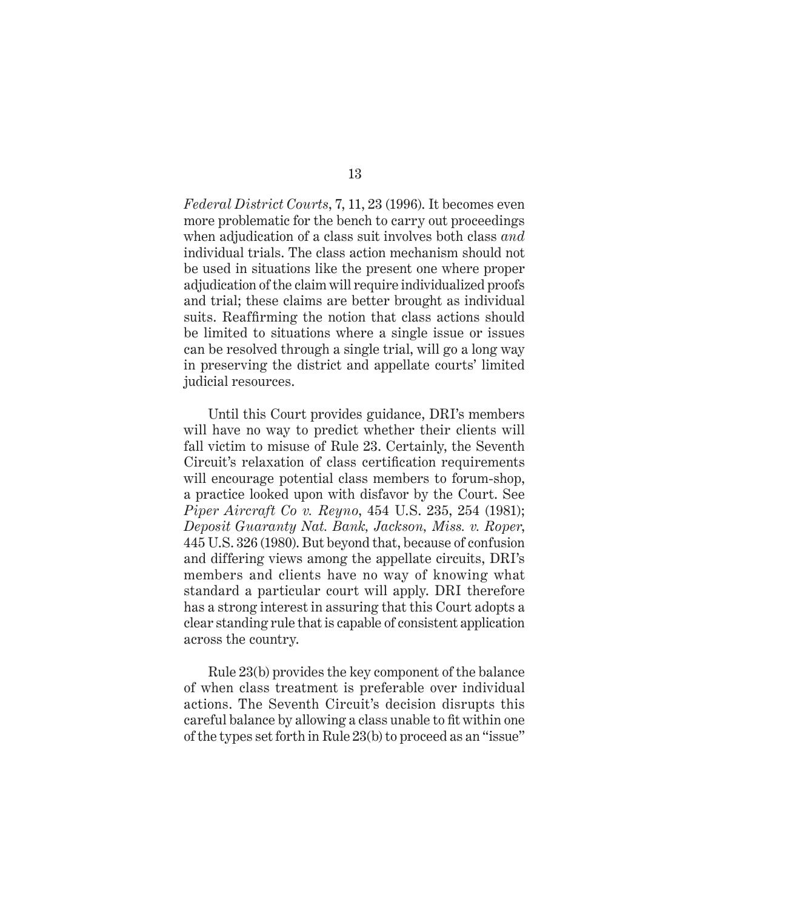*Federal District Courts*, 7, 11, 23 (1996). It becomes even more problematic for the bench to carry out proceedings when adjudication of a class suit involves both class *and* individual trials. The class action mechanism should not be used in situations like the present one where proper adjudication of the claim will require individualized proofs and trial; these claims are better brought as individual suits. Reaffirming the notion that class actions should be limited to situations where a single issue or issues can be resolved through a single trial, will go a long way in preserving the district and appellate courts' limited judicial resources.

Until this Court provides guidance, DRI's members will have no way to predict whether their clients will fall victim to misuse of Rule 23. Certainly, the Seventh Circuit's relaxation of class certification requirements will encourage potential class members to forum-shop, a practice looked upon with disfavor by the Court. See *Piper Aircraft Co v. Reyno*, 454 U.S. 235, 254 (1981); *Deposit Guaranty Nat. Bank, Jackson, Miss. v. Roper*, 445 U.S. 326 (1980). But beyond that, because of confusion and differing views among the appellate circuits, DRI's members and clients have no way of knowing what standard a particular court will apply. DRI therefore has a strong interest in assuring that this Court adopts a clear standing rule that is capable of consistent application across the country.

Rule 23(b) provides the key component of the balance of when class treatment is preferable over individual actions. The Seventh Circuit's decision disrupts this careful balance by allowing a class unable to fit within one of the types set forth in Rule 23(b) to proceed as an "issue"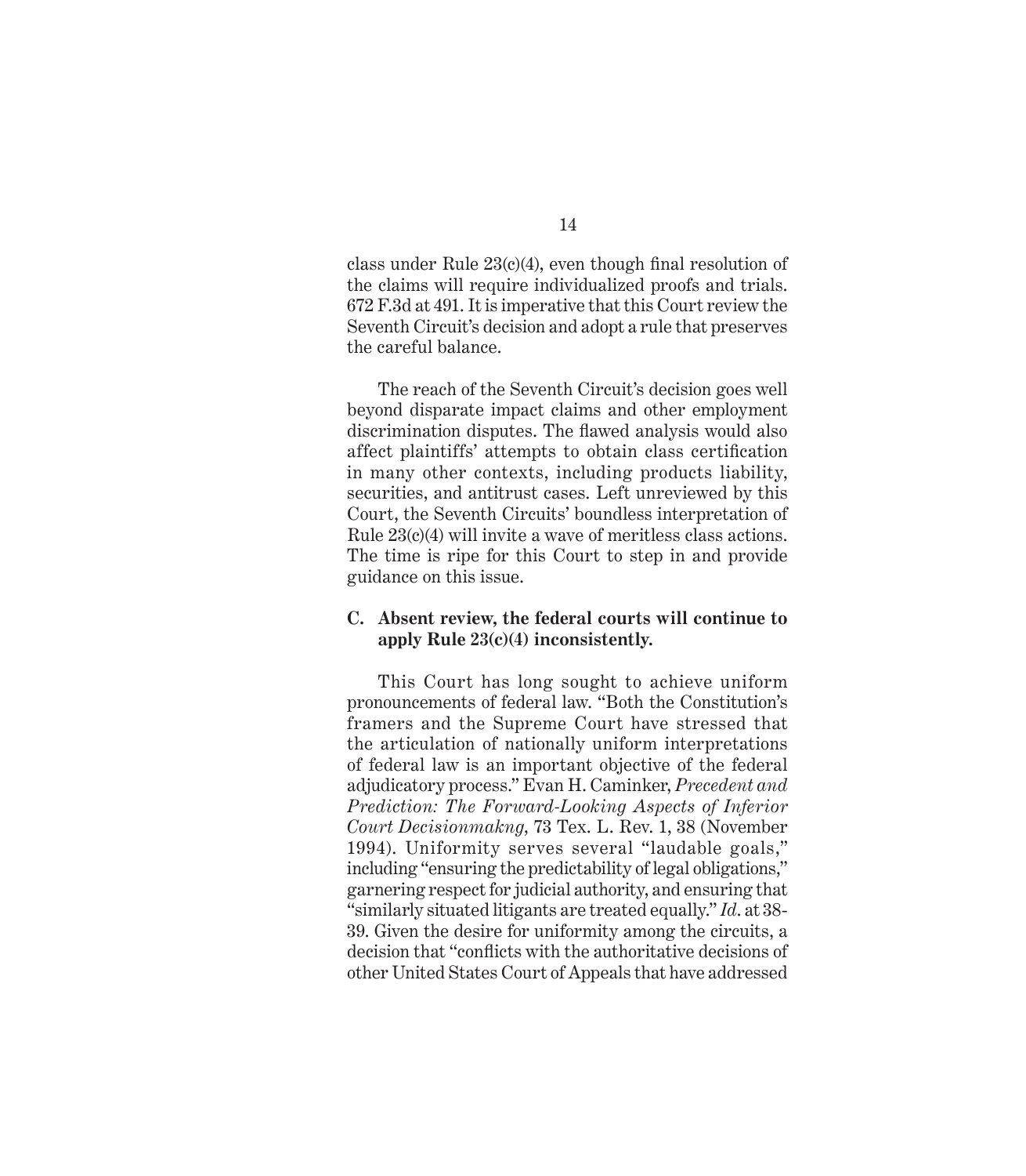class under Rule 23(c)(4), even though final resolution of the claims will require individualized proofs and trials. 672 F.3d at 491. It is imperative that this Court review the Seventh Circuit's decision and adopt a rule that preserves the careful balance.

The reach of the Seventh Circuit's decision goes well beyond disparate impact claims and other employment discrimination disputes. The flawed analysis would also affect plaintiffs' attempts to obtain class certification in many other contexts, including products liability, securities, and antitrust cases. Left unreviewed by this Court, the Seventh Circuits' boundless interpretation of Rule 23(c)(4) will invite a wave of meritless class actions. The time is ripe for this Court to step in and provide guidance on this issue.

### C. Absent review, the federal courts will continue to apply Rule 23(c)(4) inconsistently.

This Court has long sought to achieve uniform pronouncements of federal law. "Both the Constitution's framers and the Supreme Court have stressed that the articulation of nationally uniform interpretations of federal law is an important objective of the federal adjudicatory process." Evan H. Caminker, *Precedent and Prediction: The Forward-Looking Aspects of Inferior Court Decisionmakng*, 73 Tex. L. Rev. 1, 38 (November 1994). Uniformity serves several "laudable goals," including "ensuring the predictability of legal obligations," garnering respect for judicial authority, and ensuring that "similarly situated litigants are treated equally." *Id.* at 38-39. Given the desire for uniformity among the circuits, a decision that "conflicts with the authoritative decisions of other United States Court of Appeals that have addressed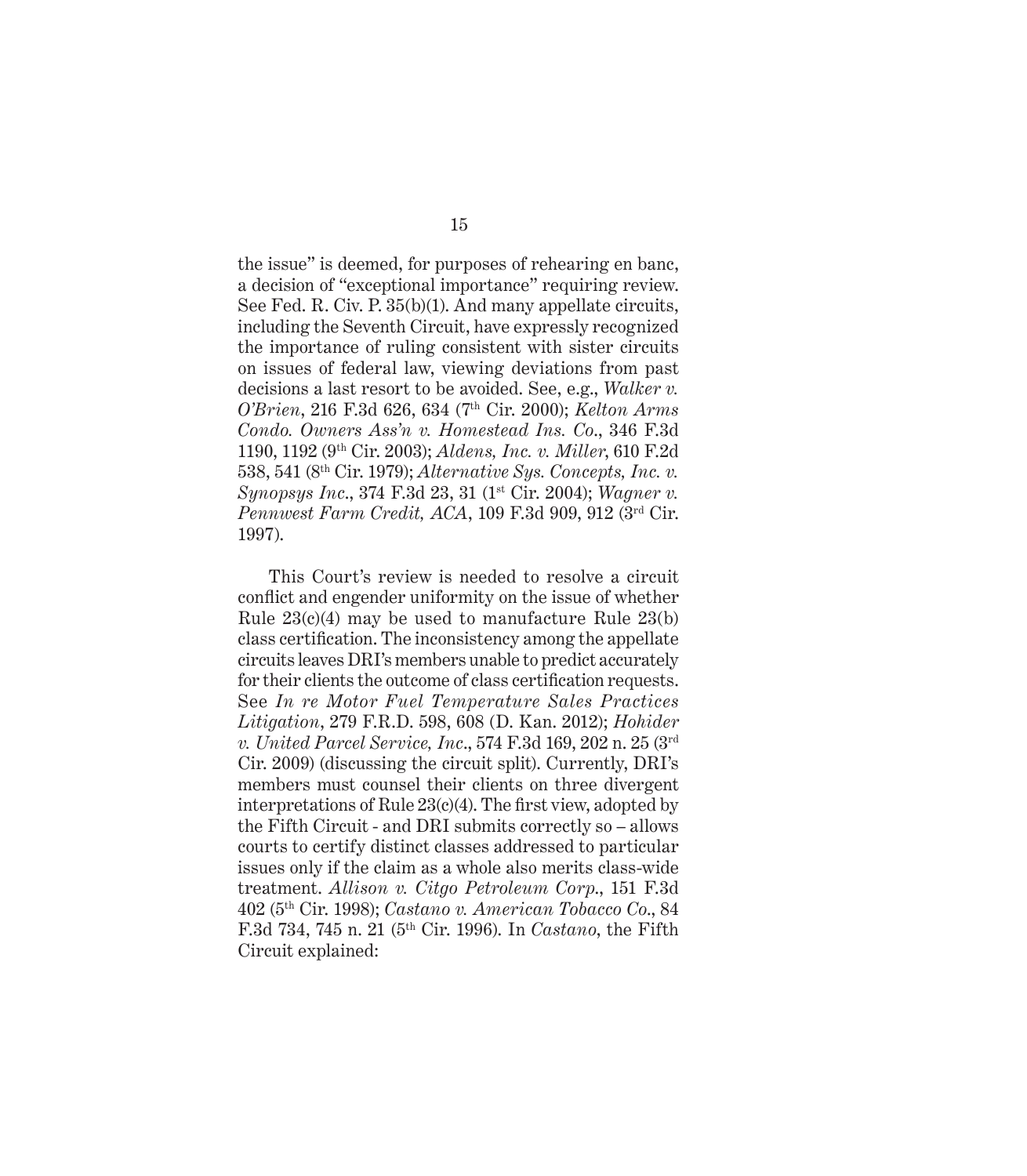the issue" is deemed, for purposes of rehearing en banc, a decision of "exceptional importance" requiring review. See Fed. R. Civ. P. 35(b)(1). And many appellate circuits, including the Seventh Circuit, have expressly recognized the importance of ruling consistent with sister circuits on issues of federal law, viewing deviations from past decisions a last resort to be avoided. See, e.g., *Walker v. O'Brien*, 216 F.3d 626, 634 (7th Cir. 2000); *Kelton Arms Condo. Owners Ass'n v. Homestead Ins. Co.*, 346 F.3d 1190, 1192 (9th Cir. 2003); *Aldens, Inc. v. Miller*, 610 F.2d 538, 541 (8th Cir. 1979); *Alternative Sys. Concepts, Inc. v. Synopsys Inc.*, 374 F.3d 23, 31 (1st Cir. 2004); *Wagner v. Pennwest Farm Credit, ACA*, 109 F.3d 909, 912 (3rd Cir. 1997).

This Court's review is needed to resolve a circuit conflict and engender uniformity on the issue of whether Rule 23(c)(4) may be used to manufacture Rule 23(b) class certification. The inconsistency among the appellate circuits leaves DRI's members unable to predict accurately for their clients the outcome of class certification requests. See *In re Motor Fuel Temperature Sales Practices Litigation*, 279 F.R.D. 598, 608 (D. Kan. 2012); *Hohider v. United Parcel Service, Inc.*, 574 F.3d 169, 202 n. 25 (3rd Cir. 2009) (discussing the circuit split). Currently, DRI's members must counsel their clients on three divergent interpretations of Rule 23(c)(4). The first view, adopted by the Fifth Circuit - and DRI submits correctly so – allows courts to certify distinct classes addressed to particular issues only if the claim as a whole also merits class-wide treatment. *Allison v. Citgo Petroleum Corp.*, 151 F.3d 402 (5th Cir. 1998); *Castano v. American Tobacco Co.*, 84 F.3d 734, 745 n. 21 (5th Cir. 1996). In *Castano*, the Fifth Circuit explained: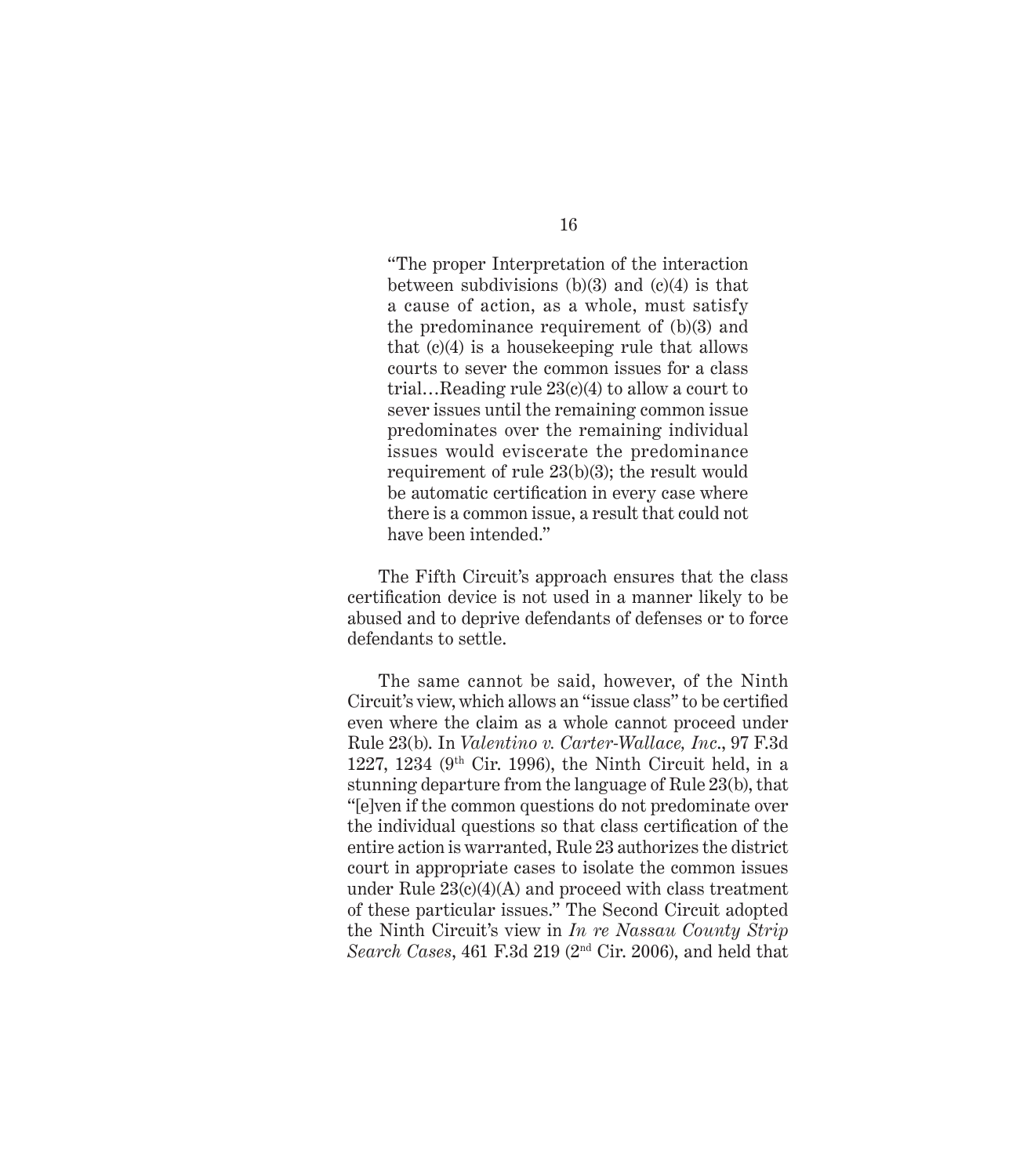> "The proper Interpretation of the interaction between subdivisions (b)(3) and (c)(4) is that a cause of action, as a whole, must satisfy the predominance requirement of (b)(3) and that (c)(4) is a housekeeping rule that allows courts to sever the common issues for a class trial…Reading rule 23(c)(4) to allow a court to sever issues until the remaining common issue predominates over the remaining individual issues would eviscerate the predominance requirement of rule 23(b)(3); the result would be automatic certification in every case where there is a common issue, a result that could not have been intended."

The Fifth Circuit's approach ensures that the class certification device is not used in a manner likely to be abused and to deprive defendants of defenses or to force defendants to settle.

The same cannot be said, however, of the Ninth Circuit's view, which allows an "issue class" to be certified even where the claim as a whole cannot proceed under Rule 23(b). In *Valentino v. Carter-Wallace, Inc.*, 97 F.3d 1227, 1234 (9th Cir. 1996), the Ninth Circuit held, in a stunning departure from the language of Rule 23(b), that "[e]ven if the common questions do not predominate over the individual questions so that class certification of the entire action is warranted, Rule 23 authorizes the district court in appropriate cases to isolate the common issues under Rule 23(c)(4)(A) and proceed with class treatment of these particular issues." The Second Circuit adopted the Ninth Circuit's view in *In re Nassau County Strip Search Cases*, 461 F.3d 219 (2nd Cir. 2006), and held that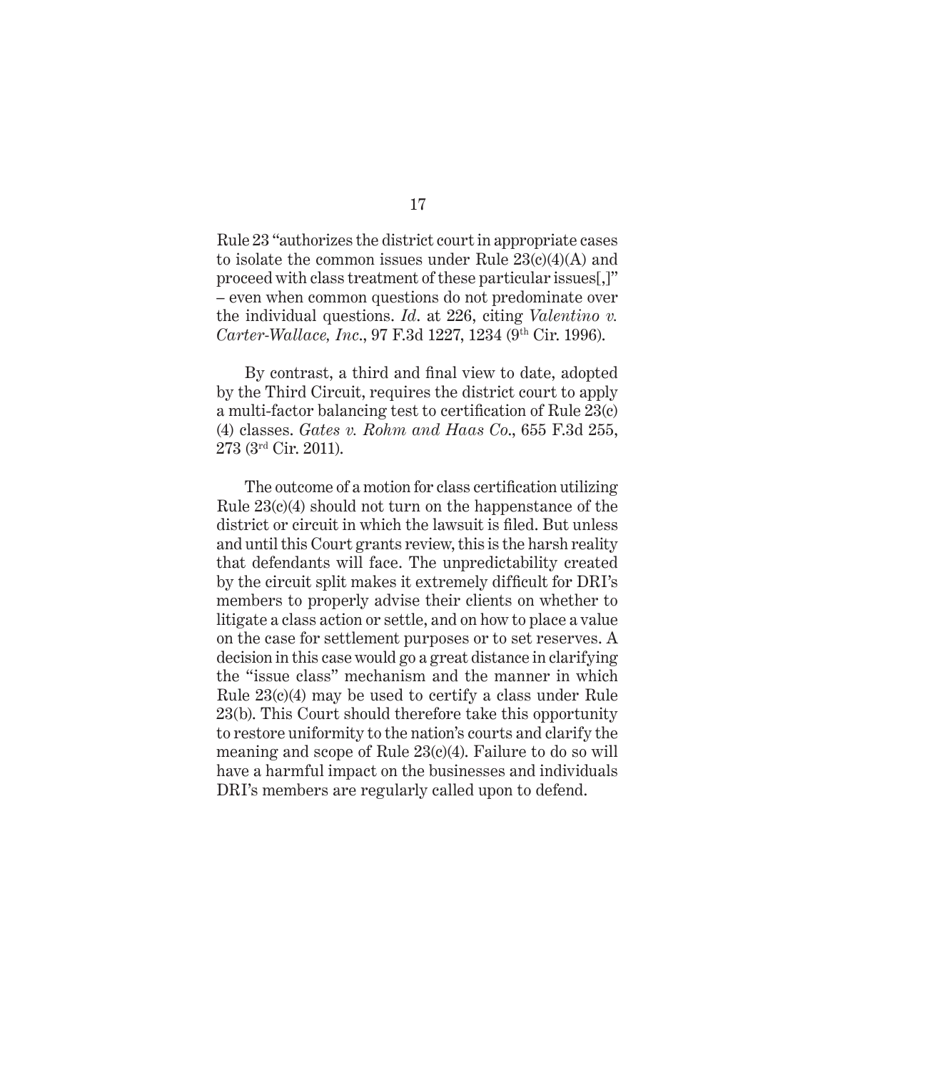Rule 23 "authorizes the district court in appropriate cases to isolate the common issues under Rule 23(c)(4)(A) and proceed with class treatment of these particular issues[,]" – even when common questions do not predominate over the individual questions. *Id*. at 226, citing *Valentino v. Carter-Wallace, Inc.*, 97 F.3d 1227, 1234 (9th Cir. 1996).

By contrast, a third and final view to date, adopted by the Third Circuit, requires the district court to apply a multi-factor balancing test to certification of Rule 23(c)(4) classes. *Gates v. Rohm and Haas Co.*, 655 F.3d 255, 273 (3rd Cir. 2011).

The outcome of a motion for class certification utilizing Rule 23(c)(4) should not turn on the happenstance of the district or circuit in which the lawsuit is filed. But unless and until this Court grants review, this is the harsh reality that defendants will face. The unpredictability created by the circuit split makes it extremely difficult for DRI's members to properly advise their clients on whether to litigate a class action or settle, and on how to place a value on the case for settlement purposes or to set reserves. A decision in this case would go a great distance in clarifying the "issue class" mechanism and the manner in which Rule 23(c)(4) may be used to certify a class under Rule 23(b). This Court should therefore take this opportunity to restore uniformity to the nation's courts and clarify the meaning and scope of Rule 23(c)(4). Failure to do so will have a harmful impact on the businesses and individuals DRI's members are regularly called upon to defend.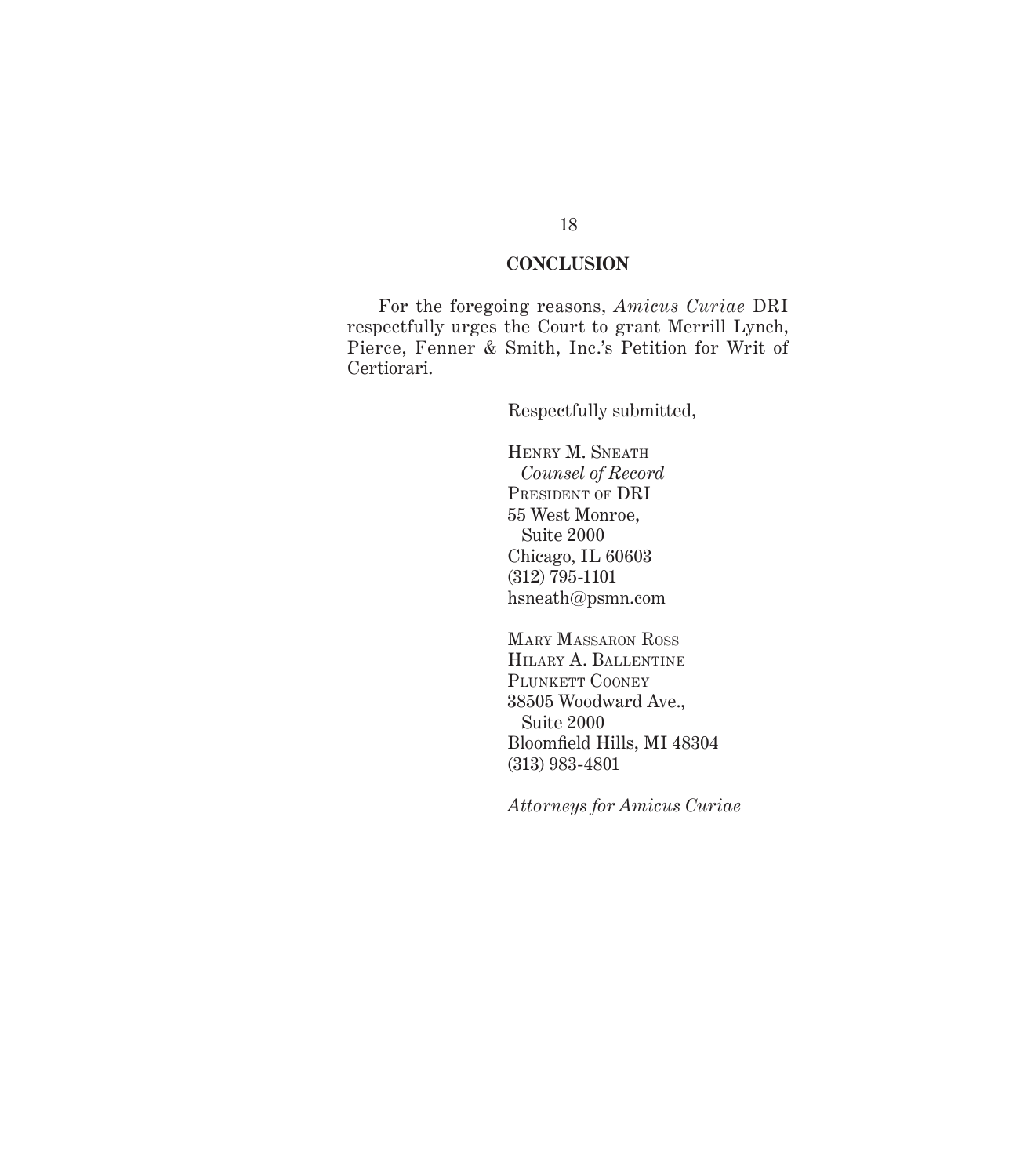## CONCLUSION

For the foregoing reasons, *Amicus Curiae* DRI respectfully urges the Court to grant Merrill Lynch, Pierce, Fenner & Smith, Inc.'s Petition for Writ of Certiorari.

Respectfully submitted,

Henry M. Sneath
*Counsel of Record*
President of DRI
55 West Monroe,
Suite 2000
Chicago, IL 60603
(312) 795-1101
hsneath@psmn.com

Mary Massaron Ross
Hilary A. Ballentine
Plunkett Cooney
38505 Woodward Ave.,
Suite 2000
Bloomfield Hills, MI 48304
(313) 983-4801

*Attorneys for Amicus Curiae*